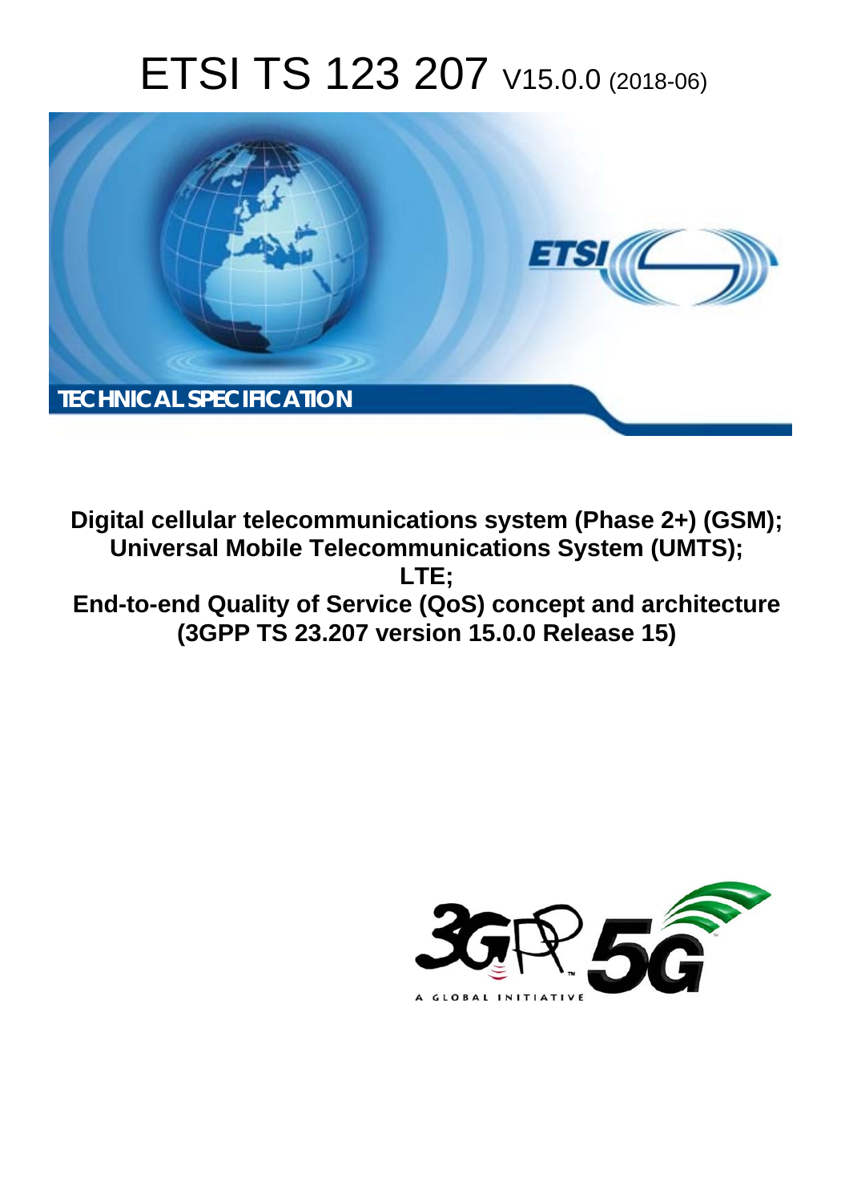# ETSI TS 123 207 V15.0.0 (2018-06)

TECHNICAL SPECIFICATION

**Digital cellular telecommunications system (Phase 2+) (GSM); Universal Mobile Telecommunications System (UMTS); LTE; End-to-end Quality of Service (QoS) concept and architecture (3GPP TS 23.207 version 15.0.0 Release 15)**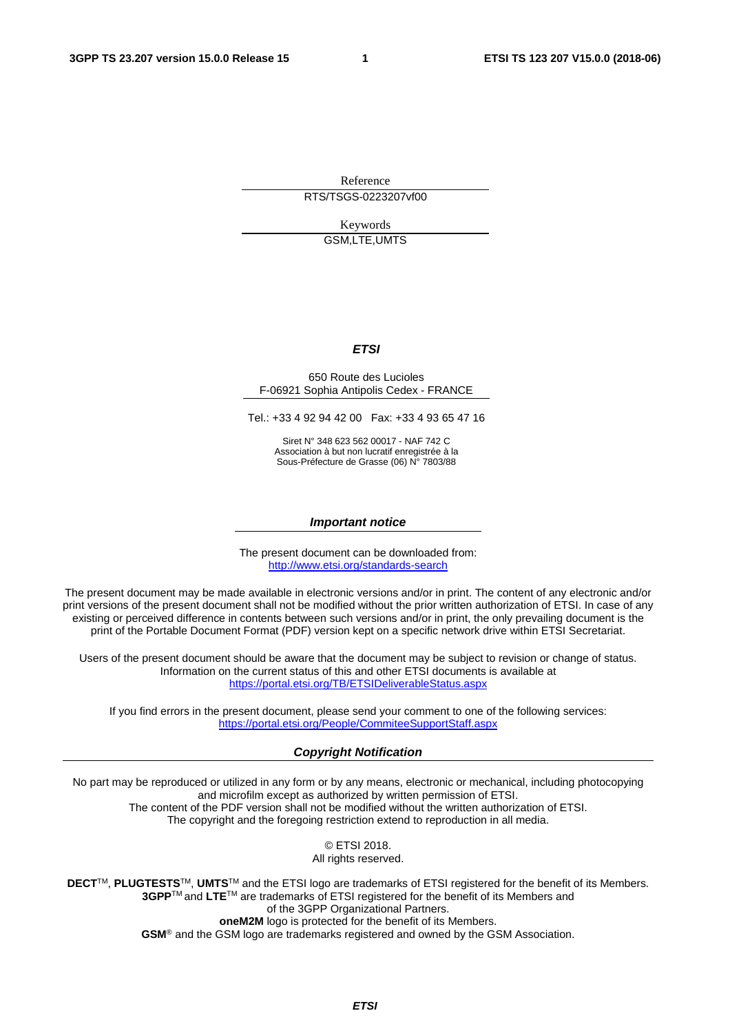Reference

RTS/TSGS-0223207vf00

Keywords

GSM,LTE,UMTS

***ETSI***

650 Route des Lucioles
F-06921 Sophia Antipolis Cedex - FRANCE

Tel.: +33 4 92 94 42 00   Fax: +33 4 93 65 47 16

Siret N° 348 623 562 00017 - NAF 742 C
Association à but non lucratif enregistrée à la
Sous-Préfecture de Grasse (06) N° 7803/88

***Important notice***

The present document can be downloaded from:
http://www.etsi.org/standards-search

The present document may be made available in electronic versions and/or in print. The content of any electronic and/or print versions of the present document shall not be modified without the prior written authorization of ETSI. In case of any existing or perceived difference in contents between such versions and/or in print, the only prevailing document is the print of the Portable Document Format (PDF) version kept on a specific network drive within ETSI Secretariat.

Users of the present document should be aware that the document may be subject to revision or change of status. Information on the current status of this and other ETSI documents is available at
https://portal.etsi.org/TB/ETSIDeliverableStatus.aspx

If you find errors in the present document, please send your comment to one of the following services:
https://portal.etsi.org/People/CommiteeSupportStaff.aspx

***Copyright Notification***

No part may be reproduced or utilized in any form or by any means, electronic or mechanical, including photocopying and microfilm except as authorized by written permission of ETSI.
The content of the PDF version shall not be modified without the written authorization of ETSI.
The copyright and the foregoing restriction extend to reproduction in all media.

© ETSI 2018.
All rights reserved.

**DECT**™, **PLUGTESTS**™, **UMTS**™ and the ETSI logo are trademarks of ETSI registered for the benefit of its Members.
**3GPP**™ and **LTE**™ are trademarks of ETSI registered for the benefit of its Members and of the 3GPP Organizational Partners.
**oneM2M** logo is protected for the benefit of its Members.
**GSM**® and the GSM logo are trademarks registered and owned by the GSM Association.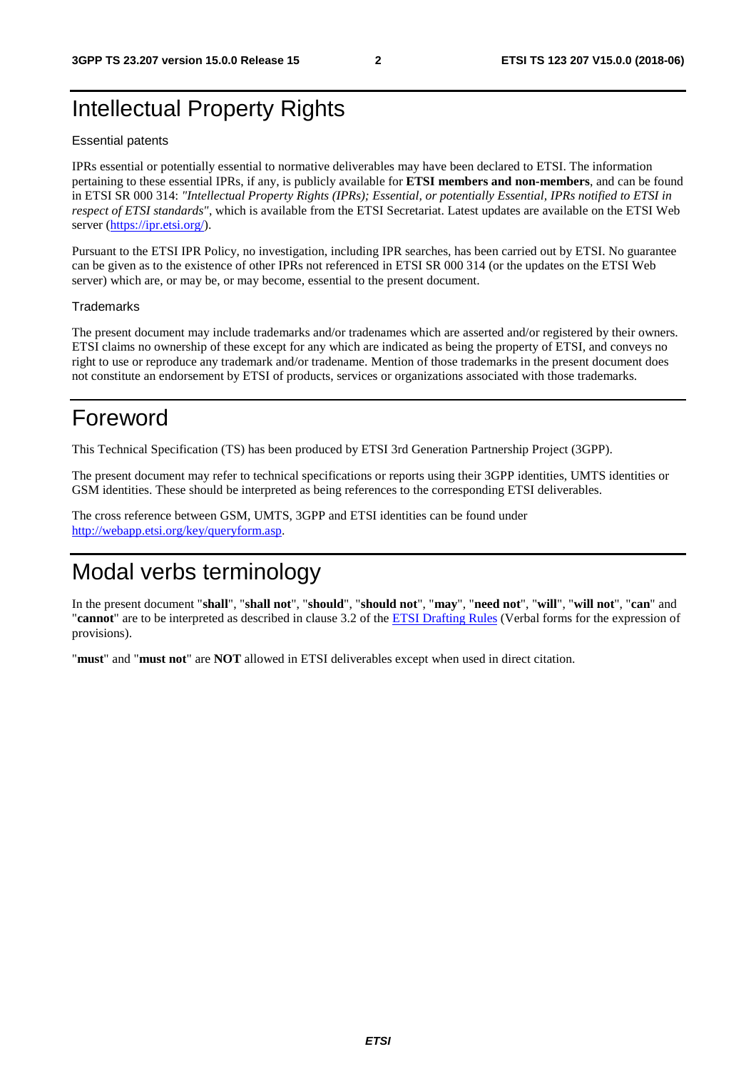# Intellectual Property Rights

Essential patents

IPRs essential or potentially essential to normative deliverables may have been declared to ETSI. The information pertaining to these essential IPRs, if any, is publicly available for **ETSI members and non-members**, and can be found in ETSI SR 000 314: *"Intellectual Property Rights (IPRs); Essential, or potentially Essential, IPRs notified to ETSI in respect of ETSI standards"*, which is available from the ETSI Secretariat. Latest updates are available on the ETSI Web server (https://ipr.etsi.org/).

Pursuant to the ETSI IPR Policy, no investigation, including IPR searches, has been carried out by ETSI. No guarantee can be given as to the existence of other IPRs not referenced in ETSI SR 000 314 (or the updates on the ETSI Web server) which are, or may be, or may become, essential to the present document.

Trademarks

The present document may include trademarks and/or tradenames which are asserted and/or registered by their owners. ETSI claims no ownership of these except for any which are indicated as being the property of ETSI, and conveys no right to use or reproduce any trademark and/or tradename. Mention of those trademarks in the present document does not constitute an endorsement by ETSI of products, services or organizations associated with those trademarks.

# Foreword

This Technical Specification (TS) has been produced by ETSI 3rd Generation Partnership Project (3GPP).

The present document may refer to technical specifications or reports using their 3GPP identities, UMTS identities or GSM identities. These should be interpreted as being references to the corresponding ETSI deliverables.

The cross reference between GSM, UMTS, 3GPP and ETSI identities can be found under http://webapp.etsi.org/key/queryform.asp.

# Modal verbs terminology

In the present document "**shall**", "**shall not**", "**should**", "**should not**", "**may**", "**need not**", "**will**", "**will not**", "**can**" and "**cannot**" are to be interpreted as described in clause 3.2 of the ETSI Drafting Rules (Verbal forms for the expression of provisions).

"**must**" and "**must not**" are **NOT** allowed in ETSI deliverables except when used in direct citation.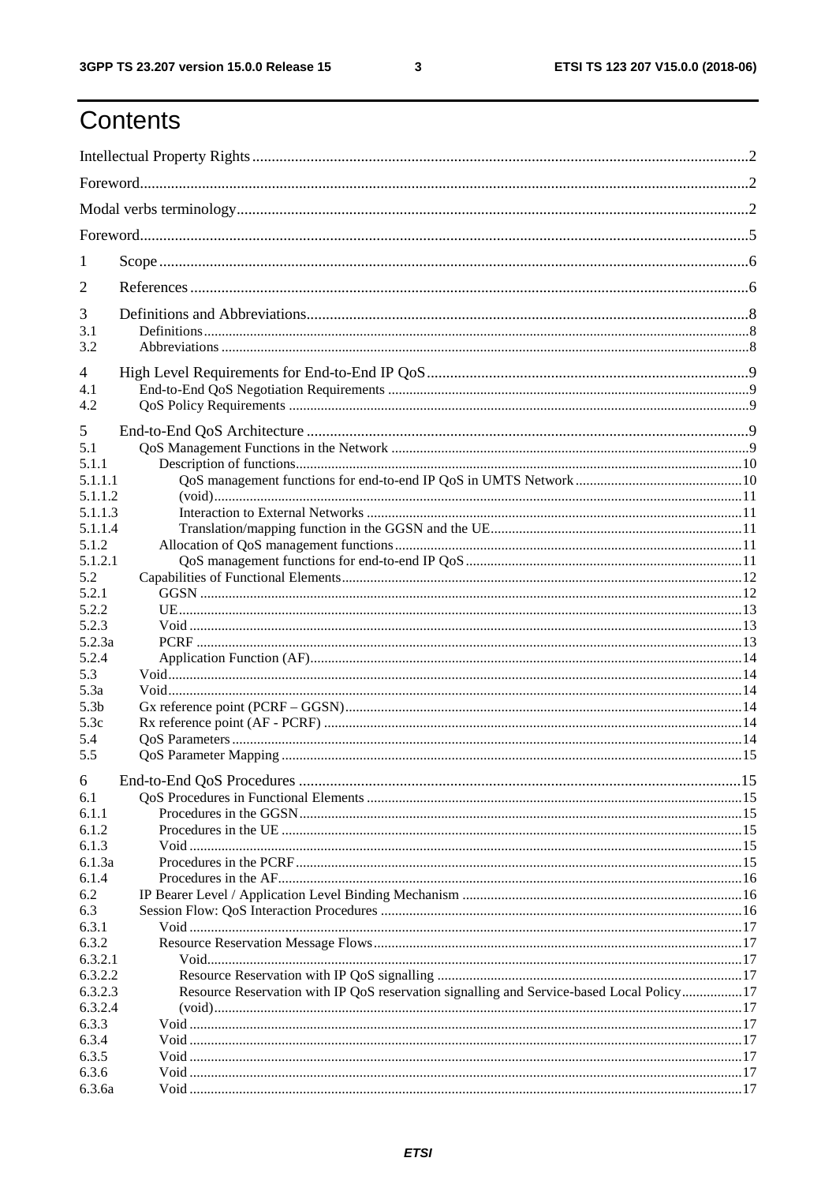# Contents

Intellectual Property Rights ........................................................................................................................2

Foreword.....................................................................................................................................................2

Modal verbs terminology.............................................................................................................................2

Foreword.....................................................................................................................................................5

1 Scope .......................................................................................................................................................6

2 References ...............................................................................................................................................6

3 Definitions and Abbreviations.................................................................................................................8

3.1 Definitions ..............................................................................................................................................8

3.2 Abbreviations .........................................................................................................................................8

4 High Level Requirements for End-to-End IP QoS ..................................................................................9

4.1 End-to-End QoS Negotiation Requirements ..........................................................................................9

4.2 QoS Policy Requirements ......................................................................................................................9

5 End-to-End QoS Architecture .................................................................................................................9

5.1 QoS Management Functions in the Network .........................................................................................9

5.1.1 Description of functions......................................................................................................................10

5.1.1.1 QoS management functions for end-to-end IP QoS in UMTS Network ...........................................10

5.1.1.2 (void)..................................................................................................................................................11

5.1.1.3 Interaction to External Networks ........................................................................................................11

5.1.1.4 Translation/mapping function in the GGSN and the UE....................................................................11

5.1.2 Allocation of QoS management functions ..........................................................................................11

5.1.2.1 QoS management functions for end-to-end IP QoS ..........................................................................11

5.2 Capabilities of Functional Elements.......................................................................................................12

5.2.1 GGSN ..................................................................................................................................................12

5.2.2 UE........................................................................................................................................................13

5.2.3 Void .....................................................................................................................................................13

5.2.3a PCRF ..................................................................................................................................................13

5.2.4 Application Function (AF)...................................................................................................................14

5.3 Void.........................................................................................................................................................14

5.3a Void........................................................................................................................................................14

5.3b Gx reference point (PCRF – GGSN)......................................................................................................14

5.3c Rx reference point (AF - PCRF) ............................................................................................................14

5.4 QoS Parameters .......................................................................................................................................14

5.5 QoS Parameter Mapping .........................................................................................................................15

6 End-to-End QoS Procedures ...................................................................................................................15

6.1 QoS Procedures in Functional Elements .................................................................................................15

6.1.1 Procedures in the GGSN.......................................................................................................................15

6.1.2 Procedures in the UE ............................................................................................................................15

6.1.3 Void .....................................................................................................................................................15

6.1.3a Procedures in the PCRF .......................................................................................................................15

6.1.4 Procedures in the AF.............................................................................................................................16

6.2 IP Bearer Level / Application Level Binding Mechanism .......................................................................16

6.3 Session Flow: QoS Interaction Procedures ..............................................................................................16

6.3.1 Void .....................................................................................................................................................17

6.3.2 Resource Reservation Message Flows..................................................................................................17

6.3.2.1 Void.....................................................................................................................................................17

6.3.2.2 Resource Reservation with IP QoS signalling ....................................................................................17

6.3.2.3 Resource Reservation with IP QoS reservation signalling and Service-based Local Policy................17

6.3.2.4 (void)...................................................................................................................................................17

6.3.3 Void .....................................................................................................................................................17

6.3.4 Void .....................................................................................................................................................17

6.3.5 Void .....................................................................................................................................................17

6.3.6 Void .....................................................................................................................................................17

6.3.6a Void .....................................................................................................................................................17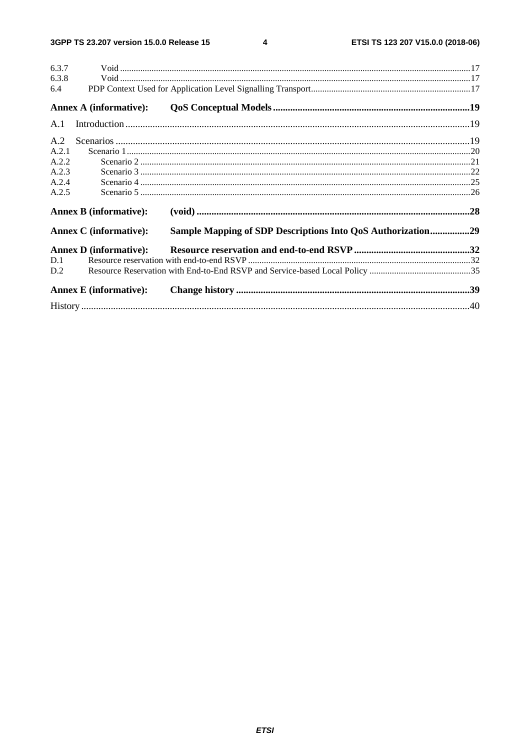6.3.7 Void ..... 17
6.3.8 Void ..... 17
6.4 PDP Context Used for Application Level Signalling Transport ..... 17

**Annex A (informative): QoS Conceptual Models ..... 19**

A.1 Introduction ..... 19

A.2 Scenarios ..... 19
A.2.1 Scenario 1 ..... 20
A.2.2 Scenario 2 ..... 21
A.2.3 Scenario 3 ..... 22
A.2.4 Scenario 4 ..... 25
A.2.5 Scenario 5 ..... 26

**Annex B (informative): (void) ..... 28**

**Annex C (informative): Sample Mapping of SDP Descriptions Into QoS Authorization ..... 29**

**Annex D (informative): Resource reservation and end-to-end RSVP ..... 32**
D.1 Resource reservation with end-to-end RSVP ..... 32
D.2 Resource Reservation with End-to-End RSVP and Service-based Local Policy ..... 35

**Annex E (informative): Change history ..... 39**

History ..... 40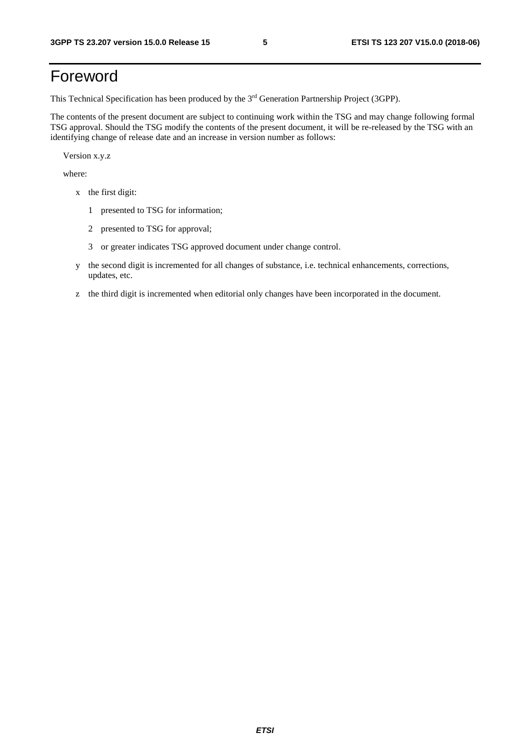# Foreword

This Technical Specification has been produced by the 3rd Generation Partnership Project (3GPP).

The contents of the present document are subject to continuing work within the TSG and may change following formal TSG approval. Should the TSG modify the contents of the present document, it will be re-released by the TSG with an identifying change of release date and an increase in version number as follows:

Version x.y.z

where:

- x the first digit:
  - 1 presented to TSG for information;
  - 2 presented to TSG for approval;
  - 3 or greater indicates TSG approved document under change control.
- y the second digit is incremented for all changes of substance, i.e. technical enhancements, corrections, updates, etc.
- z the third digit is incremented when editorial only changes have been incorporated in the document.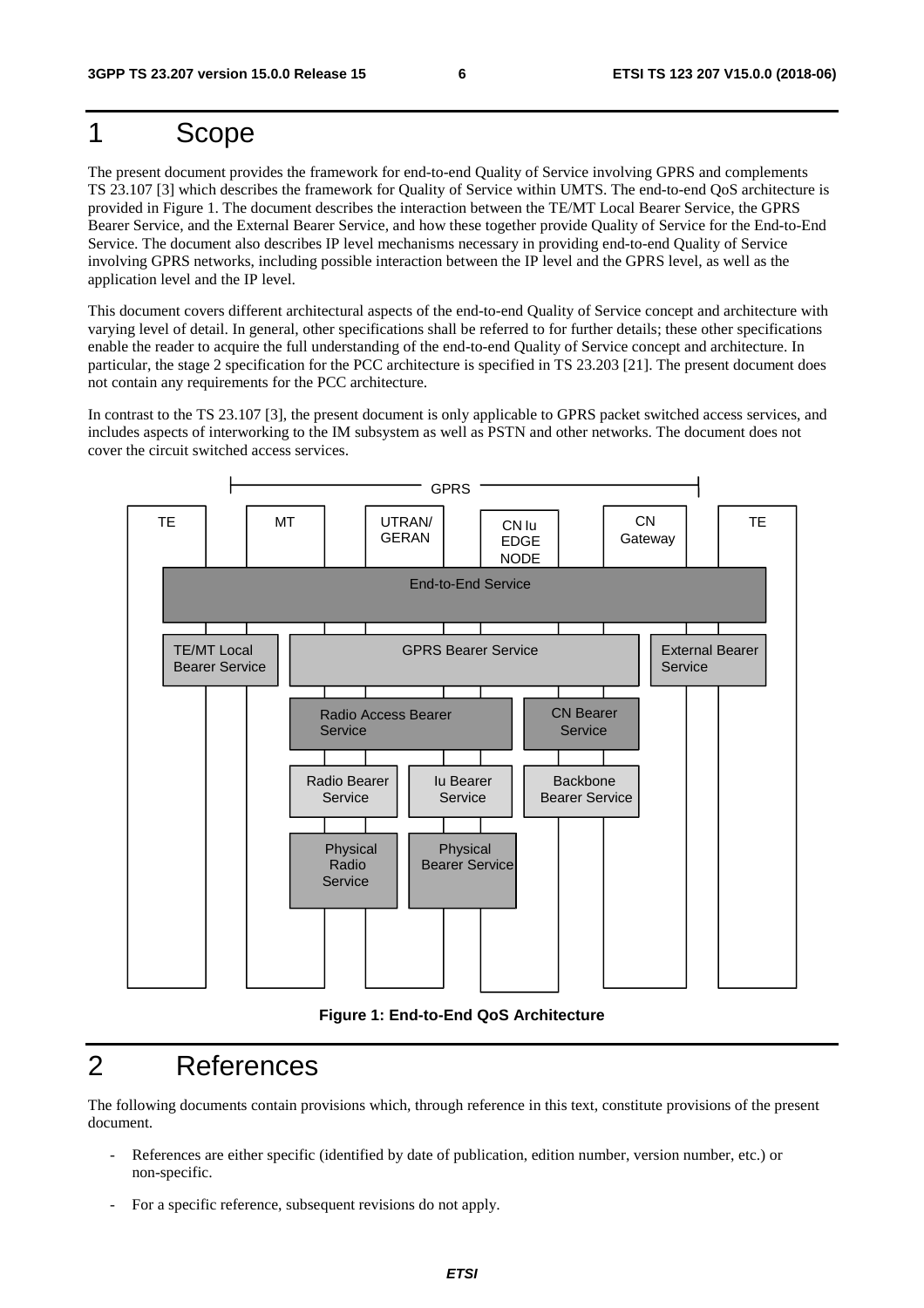# 1 Scope

The present document provides the framework for end-to-end Quality of Service involving GPRS and complements TS 23.107 [3] which describes the framework for Quality of Service within UMTS. The end-to-end QoS architecture is provided in Figure 1. The document describes the interaction between the TE/MT Local Bearer Service, the GPRS Bearer Service, and the External Bearer Service, and how these together provide Quality of Service for the End-to-End Service. The document also describes IP level mechanisms necessary in providing end-to-end Quality of Service involving GPRS networks, including possible interaction between the IP level and the GPRS level, as well as the application level and the IP level.

This document covers different architectural aspects of the end-to-end Quality of Service concept and architecture with varying level of detail. In general, other specifications shall be referred to for further details; these other specifications enable the reader to acquire the full understanding of the end-to-end Quality of Service concept and architecture. In particular, the stage 2 specification for the PCC architecture is specified in TS 23.203 [21]. The present document does not contain any requirements for the PCC architecture.

In contrast to the TS 23.107 [3], the present document is only applicable to GPRS packet switched access services, and includes aspects of interworking to the IM subsystem as well as PSTN and other networks. The document does not cover the circuit switched access services.

GPRS

TE | MT | UTRAN/GERAN | CN Iu EDGE NODE | CN Gateway | TE

End-to-End Service

TE/MT Local Bearer Service | GPRS Bearer Service | External Bearer Service

Radio Access Bearer Service | CN Bearer Service

Radio Bearer Service | Iu Bearer Service | Backbone Bearer Service

Physical Radio Service | Physical Bearer Service

**Figure 1: End-to-End QoS Architecture**

# 2 References

The following documents contain provisions which, through reference in this text, constitute provisions of the present document.

- References are either specific (identified by date of publication, edition number, version number, etc.) or non-specific.
- For a specific reference, subsequent revisions do not apply.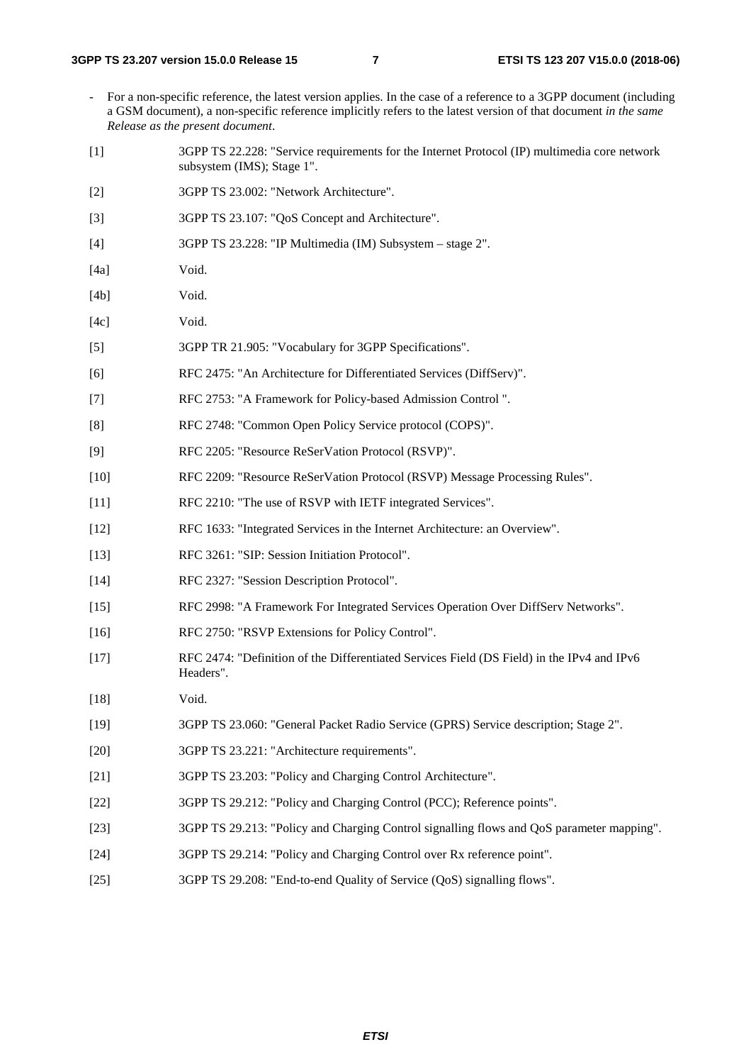- For a non-specific reference, the latest version applies. In the case of a reference to a 3GPP document (including a GSM document), a non-specific reference implicitly refers to the latest version of that document *in the same Release as the present document*.

[1] 3GPP TS 22.228: "Service requirements for the Internet Protocol (IP) multimedia core network subsystem (IMS); Stage 1".

[2] 3GPP TS 23.002: "Network Architecture".

[3] 3GPP TS 23.107: "QoS Concept and Architecture".

[4] 3GPP TS 23.228: "IP Multimedia (IM) Subsystem – stage 2".

[4a] Void.

[4b] Void.

[4c] Void.

[5] 3GPP TR 21.905: "Vocabulary for 3GPP Specifications".

[6] RFC 2475: "An Architecture for Differentiated Services (DiffServ)".

[7] RFC 2753: "A Framework for Policy-based Admission Control ".

[8] RFC 2748: "Common Open Policy Service protocol (COPS)".

[9] RFC 2205: "Resource ReSerVation Protocol (RSVP)".

[10] RFC 2209: "Resource ReSerVation Protocol (RSVP) Message Processing Rules".

[11] RFC 2210: "The use of RSVP with IETF integrated Services".

[12] RFC 1633: "Integrated Services in the Internet Architecture: an Overview".

[13] RFC 3261: "SIP: Session Initiation Protocol".

[14] RFC 2327: "Session Description Protocol".

[15] RFC 2998: "A Framework For Integrated Services Operation Over DiffServ Networks".

[16] RFC 2750: "RSVP Extensions for Policy Control".

[17] RFC 2474: "Definition of the Differentiated Services Field (DS Field) in the IPv4 and IPv6 Headers".

[18] Void.

[19] 3GPP TS 23.060: "General Packet Radio Service (GPRS) Service description; Stage 2".

[20] 3GPP TS 23.221: "Architecture requirements".

[21] 3GPP TS 23.203: "Policy and Charging Control Architecture".

[22] 3GPP TS 29.212: "Policy and Charging Control (PCC); Reference points".

[23] 3GPP TS 29.213: "Policy and Charging Control signalling flows and QoS parameter mapping".

[24] 3GPP TS 29.214: "Policy and Charging Control over Rx reference point".

[25] 3GPP TS 29.208: "End-to-end Quality of Service (QoS) signalling flows".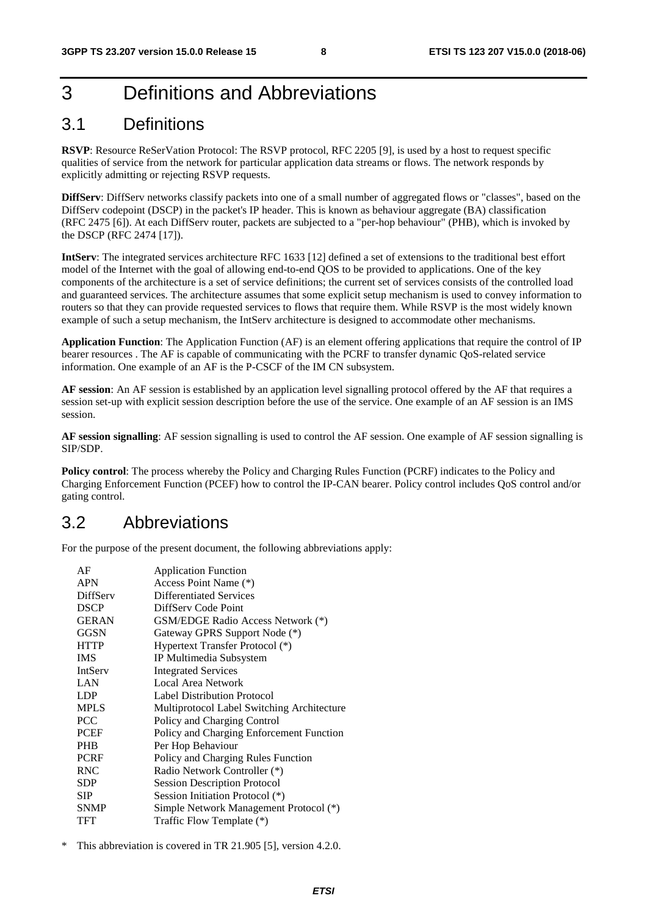# 3 Definitions and Abbreviations

## 3.1 Definitions

**RSVP**: Resource ReSerVation Protocol: The RSVP protocol, RFC 2205 [9], is used by a host to request specific qualities of service from the network for particular application data streams or flows. The network responds by explicitly admitting or rejecting RSVP requests.

**DiffServ**: DiffServ networks classify packets into one of a small number of aggregated flows or "classes", based on the DiffServ codepoint (DSCP) in the packet's IP header. This is known as behaviour aggregate (BA) classification (RFC 2475 [6]). At each DiffServ router, packets are subjected to a "per-hop behaviour" (PHB), which is invoked by the DSCP (RFC 2474 [17]).

**IntServ**: The integrated services architecture RFC 1633 [12] defined a set of extensions to the traditional best effort model of the Internet with the goal of allowing end-to-end QOS to be provided to applications. One of the key components of the architecture is a set of service definitions; the current set of services consists of the controlled load and guaranteed services. The architecture assumes that some explicit setup mechanism is used to convey information to routers so that they can provide requested services to flows that require them. While RSVP is the most widely known example of such a setup mechanism, the IntServ architecture is designed to accommodate other mechanisms.

**Application Function**: The Application Function (AF) is an element offering applications that require the control of IP bearer resources . The AF is capable of communicating with the PCRF to transfer dynamic QoS-related service information. One example of an AF is the P-CSCF of the IM CN subsystem.

**AF session**: An AF session is established by an application level signalling protocol offered by the AF that requires a session set-up with explicit session description before the use of the service. One example of an AF session is an IMS session.

**AF session signalling**: AF session signalling is used to control the AF session. One example of AF session signalling is SIP/SDP.

**Policy control**: The process whereby the Policy and Charging Rules Function (PCRF) indicates to the Policy and Charging Enforcement Function (PCEF) how to control the IP-CAN bearer. Policy control includes QoS control and/or gating control.

## 3.2 Abbreviations

For the purpose of the present document, the following abbreviations apply:

| | |
|---|---|
| AF | Application Function |
| APN | Access Point Name (*) |
| DiffServ | Differentiated Services |
| DSCP | DiffServ Code Point |
| GERAN | GSM/EDGE Radio Access Network (*) |
| GGSN | Gateway GPRS Support Node (*) |
| HTTP | Hypertext Transfer Protocol (*) |
| IMS | IP Multimedia Subsystem |
| IntServ | Integrated Services |
| LAN | Local Area Network |
| LDP | Label Distribution Protocol |
| MPLS | Multiprotocol Label Switching Architecture |
| PCC | Policy and Charging Control |
| PCEF | Policy and Charging Enforcement Function |
| PHB | Per Hop Behaviour |
| PCRF | Policy and Charging Rules Function |
| RNC | Radio Network Controller (*) |
| SDP | Session Description Protocol |
| SIP | Session Initiation Protocol (*) |
| SNMP | Simple Network Management Protocol (*) |
| TFT | Traffic Flow Template (*) |

* This abbreviation is covered in TR 21.905 [5], version 4.2.0.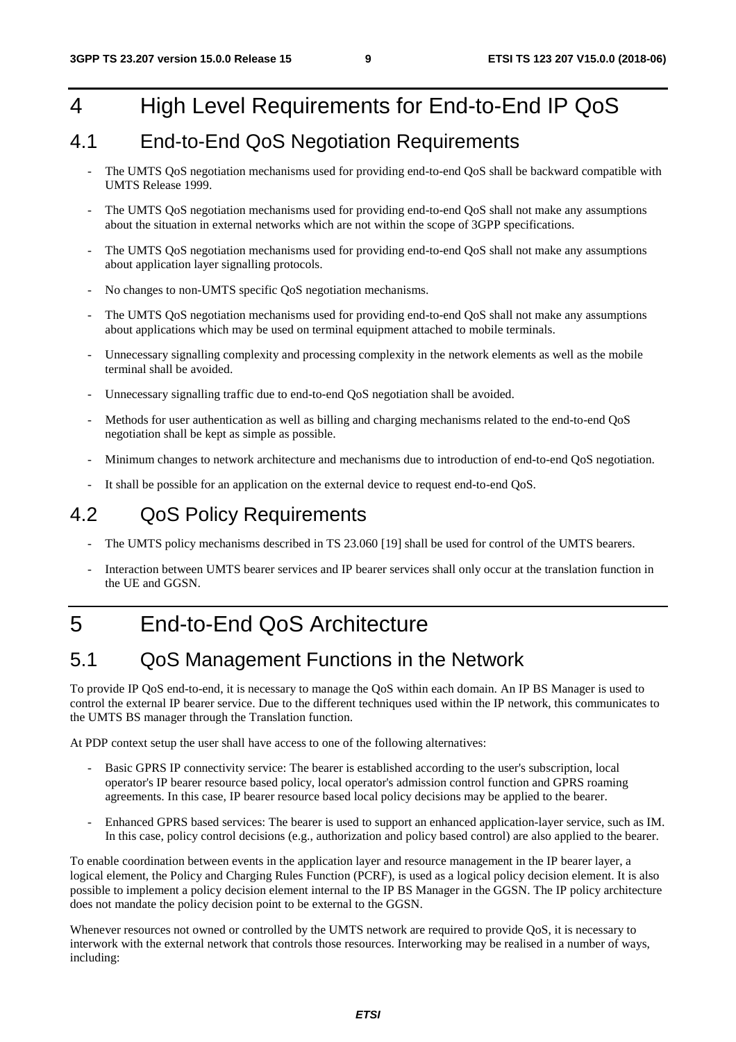# 4 High Level Requirements for End-to-End IP QoS

## 4.1 End-to-End QoS Negotiation Requirements

- The UMTS QoS negotiation mechanisms used for providing end-to-end QoS shall be backward compatible with UMTS Release 1999.
- The UMTS QoS negotiation mechanisms used for providing end-to-end QoS shall not make any assumptions about the situation in external networks which are not within the scope of 3GPP specifications.
- The UMTS QoS negotiation mechanisms used for providing end-to-end QoS shall not make any assumptions about application layer signalling protocols.
- No changes to non-UMTS specific QoS negotiation mechanisms.
- The UMTS QoS negotiation mechanisms used for providing end-to-end QoS shall not make any assumptions about applications which may be used on terminal equipment attached to mobile terminals.
- Unnecessary signalling complexity and processing complexity in the network elements as well as the mobile terminal shall be avoided.
- Unnecessary signalling traffic due to end-to-end QoS negotiation shall be avoided.
- Methods for user authentication as well as billing and charging mechanisms related to the end-to-end QoS negotiation shall be kept as simple as possible.
- Minimum changes to network architecture and mechanisms due to introduction of end-to-end QoS negotiation.
- It shall be possible for an application on the external device to request end-to-end QoS.

## 4.2 QoS Policy Requirements

- The UMTS policy mechanisms described in TS 23.060 [19] shall be used for control of the UMTS bearers.
- Interaction between UMTS bearer services and IP bearer services shall only occur at the translation function in the UE and GGSN.

# 5 End-to-End QoS Architecture

## 5.1 QoS Management Functions in the Network

To provide IP QoS end-to-end, it is necessary to manage the QoS within each domain. An IP BS Manager is used to control the external IP bearer service. Due to the different techniques used within the IP network, this communicates to the UMTS BS manager through the Translation function.

At PDP context setup the user shall have access to one of the following alternatives:

- Basic GPRS IP connectivity service: The bearer is established according to the user's subscription, local operator's IP bearer resource based policy, local operator's admission control function and GPRS roaming agreements. In this case, IP bearer resource based local policy decisions may be applied to the bearer.
- Enhanced GPRS based services: The bearer is used to support an enhanced application-layer service, such as IM. In this case, policy control decisions (e.g., authorization and policy based control) are also applied to the bearer.

To enable coordination between events in the application layer and resource management in the IP bearer layer, a logical element, the Policy and Charging Rules Function (PCRF), is used as a logical policy decision element. It is also possible to implement a policy decision element internal to the IP BS Manager in the GGSN. The IP policy architecture does not mandate the policy decision point to be external to the GGSN.

Whenever resources not owned or controlled by the UMTS network are required to provide QoS, it is necessary to interwork with the external network that controls those resources. Interworking may be realised in a number of ways, including: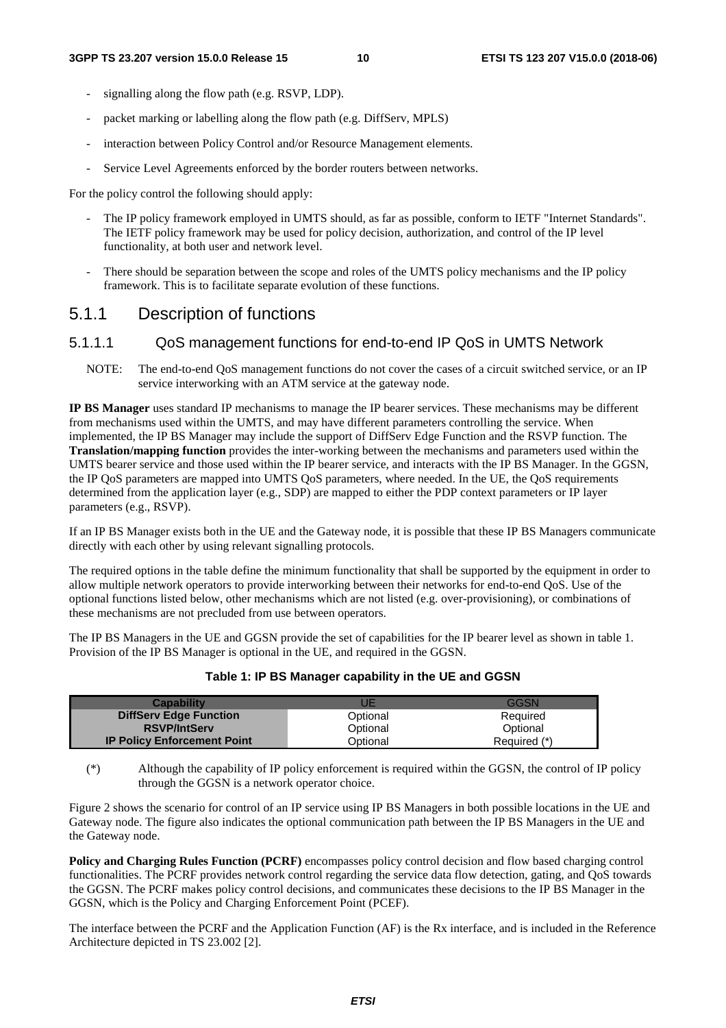- signalling along the flow path (e.g. RSVP, LDP).
- packet marking or labelling along the flow path (e.g. DiffServ, MPLS)
- interaction between Policy Control and/or Resource Management elements.
- Service Level Agreements enforced by the border routers between networks.

For the policy control the following should apply:

- The IP policy framework employed in UMTS should, as far as possible, conform to IETF "Internet Standards". The IETF policy framework may be used for policy decision, authorization, and control of the IP level functionality, at both user and network level.
- There should be separation between the scope and roles of the UMTS policy mechanisms and the IP policy framework. This is to facilitate separate evolution of these functions.

## 5.1.1 Description of functions

### 5.1.1.1 QoS management functions for end-to-end IP QoS in UMTS Network

NOTE: The end-to-end QoS management functions do not cover the cases of a circuit switched service, or an IP service interworking with an ATM service at the gateway node.

**IP BS Manager** uses standard IP mechanisms to manage the IP bearer services. These mechanisms may be different from mechanisms used within the UMTS, and may have different parameters controlling the service. When implemented, the IP BS Manager may include the support of DiffServ Edge Function and the RSVP function. The **Translation/mapping function** provides the inter-working between the mechanisms and parameters used within the UMTS bearer service and those used within the IP bearer service, and interacts with the IP BS Manager. In the GGSN, the IP QoS parameters are mapped into UMTS QoS parameters, where needed. In the UE, the QoS requirements determined from the application layer (e.g., SDP) are mapped to either the PDP context parameters or IP layer parameters (e.g., RSVP).

If an IP BS Manager exists both in the UE and the Gateway node, it is possible that these IP BS Managers communicate directly with each other by using relevant signalling protocols.

The required options in the table define the minimum functionality that shall be supported by the equipment in order to allow multiple network operators to provide interworking between their networks for end-to-end QoS. Use of the optional functions listed below, other mechanisms which are not listed (e.g. over-provisioning), or combinations of these mechanisms are not precluded from use between operators.

The IP BS Managers in the UE and GGSN provide the set of capabilities for the IP bearer level as shown in table 1. Provision of the IP BS Manager is optional in the UE, and required in the GGSN.

**Table 1: IP BS Manager capability in the UE and GGSN**

| Capability | UE | GGSN |
|---|---|---|
| **DiffServ Edge Function** | Optional | Required |
| **RSVP/IntServ** | Optional | Optional |
| **IP Policy Enforcement Point** | Optional | Required (*) |

(*) Although the capability of IP policy enforcement is required within the GGSN, the control of IP policy through the GGSN is a network operator choice.

Figure 2 shows the scenario for control of an IP service using IP BS Managers in both possible locations in the UE and Gateway node. The figure also indicates the optional communication path between the IP BS Managers in the UE and the Gateway node.

**Policy and Charging Rules Function (PCRF)** encompasses policy control decision and flow based charging control functionalities. The PCRF provides network control regarding the service data flow detection, gating, and QoS towards the GGSN. The PCRF makes policy control decisions, and communicates these decisions to the IP BS Manager in the GGSN, which is the Policy and Charging Enforcement Point (PCEF).

The interface between the PCRF and the Application Function (AF) is the Rx interface, and is included in the Reference Architecture depicted in TS 23.002 [2].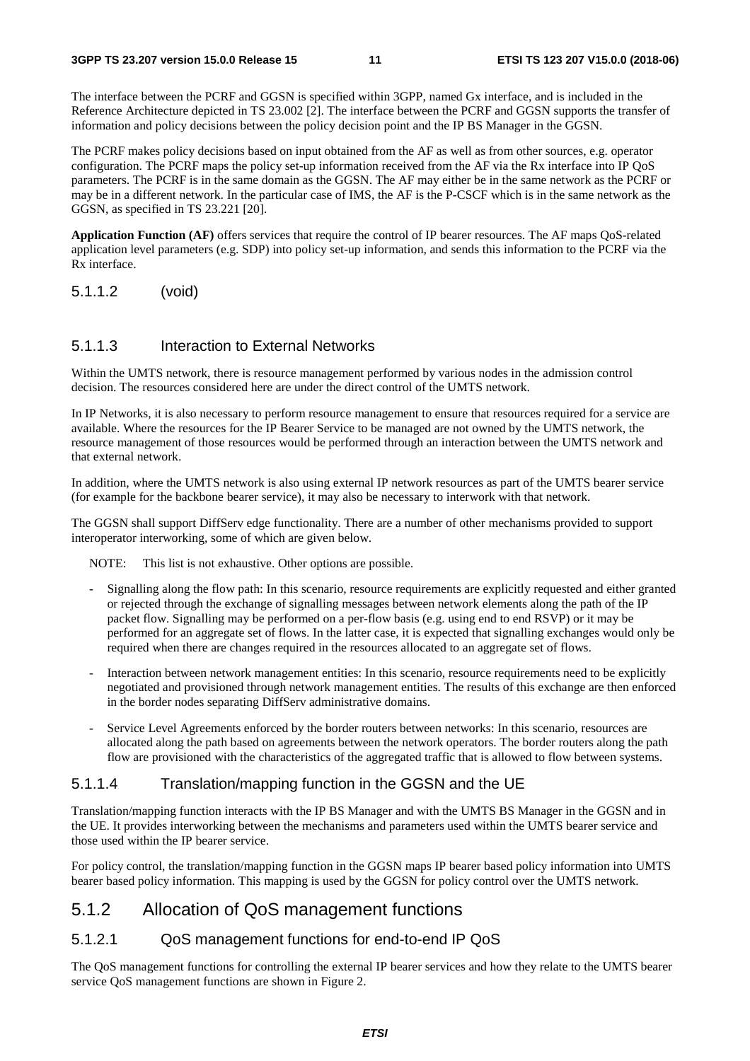The interface between the PCRF and GGSN is specified within 3GPP, named Gx interface, and is included in the Reference Architecture depicted in TS 23.002 [2]. The interface between the PCRF and GGSN supports the transfer of information and policy decisions between the policy decision point and the IP BS Manager in the GGSN.

The PCRF makes policy decisions based on input obtained from the AF as well as from other sources, e.g. operator configuration. The PCRF maps the policy set-up information received from the AF via the Rx interface into IP QoS parameters. The PCRF is in the same domain as the GGSN. The AF may either be in the same network as the PCRF or may be in a different network. In the particular case of IMS, the AF is the P-CSCF which is in the same network as the GGSN, as specified in TS 23.221 [20].

**Application Function (AF)** offers services that require the control of IP bearer resources. The AF maps QoS-related application level parameters (e.g. SDP) into policy set-up information, and sends this information to the PCRF via the Rx interface.

#### 5.1.1.2 (void)

#### 5.1.1.3 Interaction to External Networks

Within the UMTS network, there is resource management performed by various nodes in the admission control decision. The resources considered here are under the direct control of the UMTS network.

In IP Networks, it is also necessary to perform resource management to ensure that resources required for a service are available. Where the resources for the IP Bearer Service to be managed are not owned by the UMTS network, the resource management of those resources would be performed through an interaction between the UMTS network and that external network.

In addition, where the UMTS network is also using external IP network resources as part of the UMTS bearer service (for example for the backbone bearer service), it may also be necessary to interwork with that network.

The GGSN shall support DiffServ edge functionality. There are a number of other mechanisms provided to support interoperator interworking, some of which are given below.

NOTE: This list is not exhaustive. Other options are possible.

- Signalling along the flow path: In this scenario, resource requirements are explicitly requested and either granted or rejected through the exchange of signalling messages between network elements along the path of the IP packet flow. Signalling may be performed on a per-flow basis (e.g. using end to end RSVP) or it may be performed for an aggregate set of flows. In the latter case, it is expected that signalling exchanges would only be required when there are changes required in the resources allocated to an aggregate set of flows.
- Interaction between network management entities: In this scenario, resource requirements need to be explicitly negotiated and provisioned through network management entities. The results of this exchange are then enforced in the border nodes separating DiffServ administrative domains.
- Service Level Agreements enforced by the border routers between networks: In this scenario, resources are allocated along the path based on agreements between the network operators. The border routers along the path flow are provisioned with the characteristics of the aggregated traffic that is allowed to flow between systems.

#### 5.1.1.4 Translation/mapping function in the GGSN and the UE

Translation/mapping function interacts with the IP BS Manager and with the UMTS BS Manager in the GGSN and in the UE. It provides interworking between the mechanisms and parameters used within the UMTS bearer service and those used within the IP bearer service.

For policy control, the translation/mapping function in the GGSN maps IP bearer based policy information into UMTS bearer based policy information. This mapping is used by the GGSN for policy control over the UMTS network.

### 5.1.2 Allocation of QoS management functions

#### 5.1.2.1 QoS management functions for end-to-end IP QoS

The QoS management functions for controlling the external IP bearer services and how they relate to the UMTS bearer service QoS management functions are shown in Figure 2.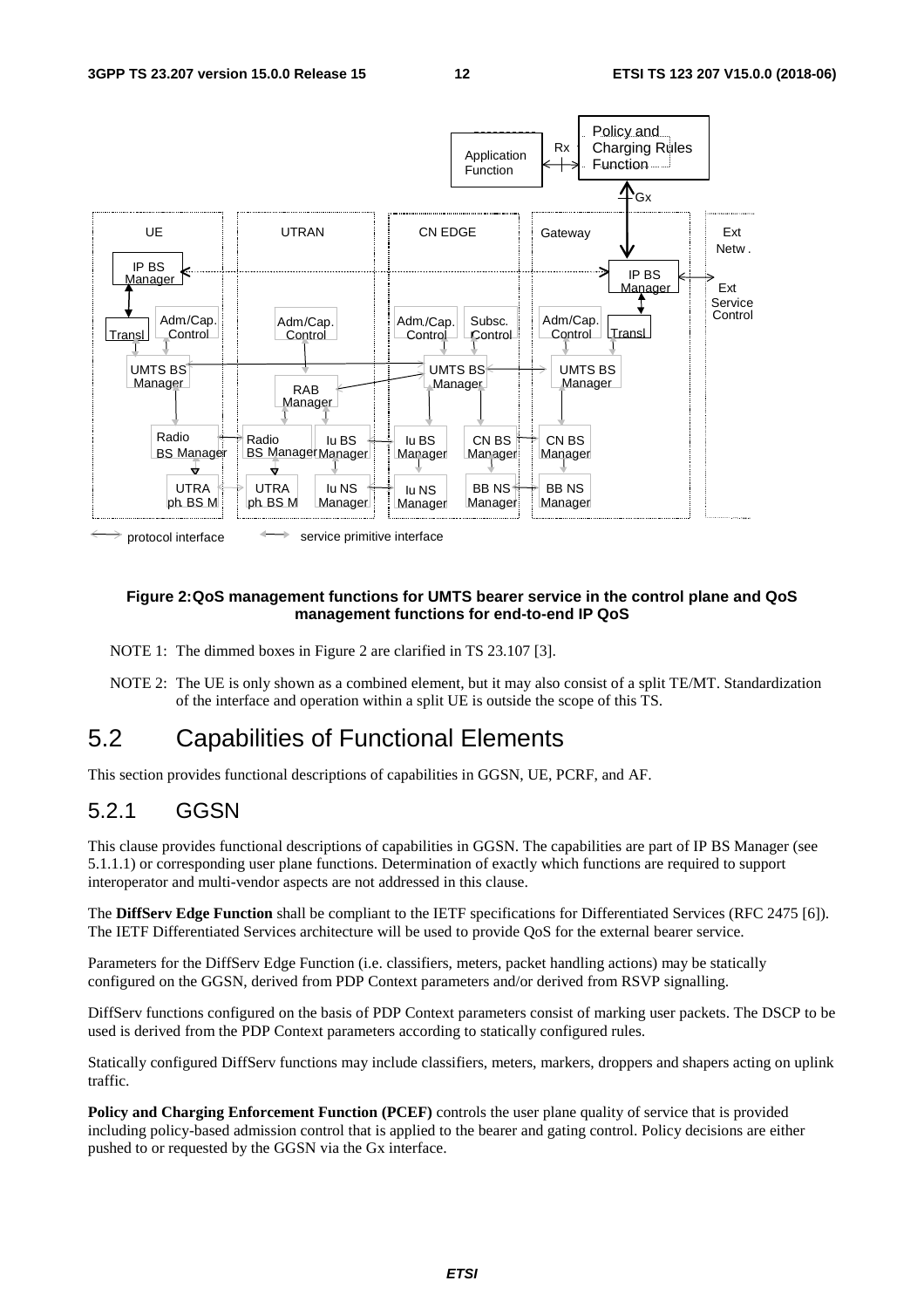**Figure 2: QoS management functions for UMTS bearer service in the control plane and QoS management functions for end-to-end IP QoS**

NOTE 1: The dimmed boxes in Figure 2 are clarified in TS 23.107 [3].

NOTE 2: The UE is only shown as a combined element, but it may also consist of a split TE/MT. Standardization of the interface and operation within a split UE is outside the scope of this TS.

## 5.2 Capabilities of Functional Elements

This section provides functional descriptions of capabilities in GGSN, UE, PCRF, and AF.

### 5.2.1 GGSN

This clause provides functional descriptions of capabilities in GGSN. The capabilities are part of IP BS Manager (see 5.1.1.1) or corresponding user plane functions. Determination of exactly which functions are required to support interoperator and multi-vendor aspects are not addressed in this clause.

The **DiffServ Edge Function** shall be compliant to the IETF specifications for Differentiated Services (RFC 2475 [6]). The IETF Differentiated Services architecture will be used to provide QoS for the external bearer service.

Parameters for the DiffServ Edge Function (i.e. classifiers, meters, packet handling actions) may be statically configured on the GGSN, derived from PDP Context parameters and/or derived from RSVP signalling.

DiffServ functions configured on the basis of PDP Context parameters consist of marking user packets. The DSCP to be used is derived from the PDP Context parameters according to statically configured rules.

Statically configured DiffServ functions may include classifiers, meters, markers, droppers and shapers acting on uplink traffic.

**Policy and Charging Enforcement Function (PCEF)** controls the user plane quality of service that is provided including policy-based admission control that is applied to the bearer and gating control. Policy decisions are either pushed to or requested by the GGSN via the Gx interface.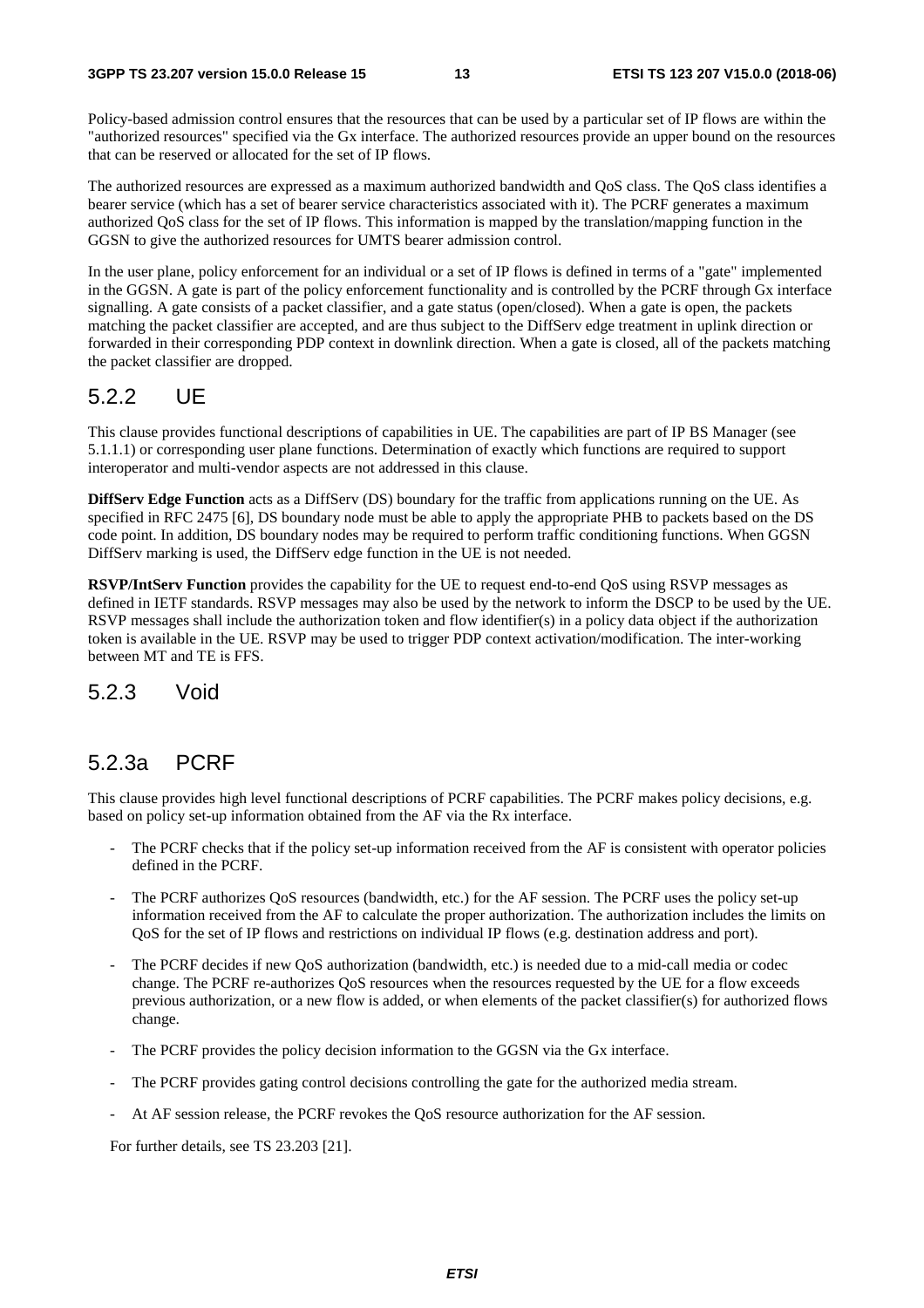Policy-based admission control ensures that the resources that can be used by a particular set of IP flows are within the "authorized resources" specified via the Gx interface. The authorized resources provide an upper bound on the resources that can be reserved or allocated for the set of IP flows.

The authorized resources are expressed as a maximum authorized bandwidth and QoS class. The QoS class identifies a bearer service (which has a set of bearer service characteristics associated with it). The PCRF generates a maximum authorized QoS class for the set of IP flows. This information is mapped by the translation/mapping function in the GGSN to give the authorized resources for UMTS bearer admission control.

In the user plane, policy enforcement for an individual or a set of IP flows is defined in terms of a "gate" implemented in the GGSN. A gate is part of the policy enforcement functionality and is controlled by the PCRF through Gx interface signalling. A gate consists of a packet classifier, and a gate status (open/closed). When a gate is open, the packets matching the packet classifier are accepted, and are thus subject to the DiffServ edge treatment in uplink direction or forwarded in their corresponding PDP context in downlink direction. When a gate is closed, all of the packets matching the packet classifier are dropped.

## 5.2.2 UE

This clause provides functional descriptions of capabilities in UE. The capabilities are part of IP BS Manager (see 5.1.1.1) or corresponding user plane functions. Determination of exactly which functions are required to support interoperator and multi-vendor aspects are not addressed in this clause.

**DiffServ Edge Function** acts as a DiffServ (DS) boundary for the traffic from applications running on the UE. As specified in RFC 2475 [6], DS boundary node must be able to apply the appropriate PHB to packets based on the DS code point. In addition, DS boundary nodes may be required to perform traffic conditioning functions. When GGSN DiffServ marking is used, the DiffServ edge function in the UE is not needed.

**RSVP/IntServ Function** provides the capability for the UE to request end-to-end QoS using RSVP messages as defined in IETF standards. RSVP messages may also be used by the network to inform the DSCP to be used by the UE. RSVP messages shall include the authorization token and flow identifier(s) in a policy data object if the authorization token is available in the UE. RSVP may be used to trigger PDP context activation/modification. The inter-working between MT and TE is FFS.

## 5.2.3 Void

## 5.2.3a PCRF

This clause provides high level functional descriptions of PCRF capabilities. The PCRF makes policy decisions, e.g. based on policy set-up information obtained from the AF via the Rx interface.

- The PCRF checks that if the policy set-up information received from the AF is consistent with operator policies defined in the PCRF.
- The PCRF authorizes QoS resources (bandwidth, etc.) for the AF session. The PCRF uses the policy set-up information received from the AF to calculate the proper authorization. The authorization includes the limits on QoS for the set of IP flows and restrictions on individual IP flows (e.g. destination address and port).
- The PCRF decides if new QoS authorization (bandwidth, etc.) is needed due to a mid-call media or codec change. The PCRF re-authorizes QoS resources when the resources requested by the UE for a flow exceeds previous authorization, or a new flow is added, or when elements of the packet classifier(s) for authorized flows change.
- The PCRF provides the policy decision information to the GGSN via the Gx interface.
- The PCRF provides gating control decisions controlling the gate for the authorized media stream.
- At AF session release, the PCRF revokes the QoS resource authorization for the AF session.

For further details, see TS 23.203 [21].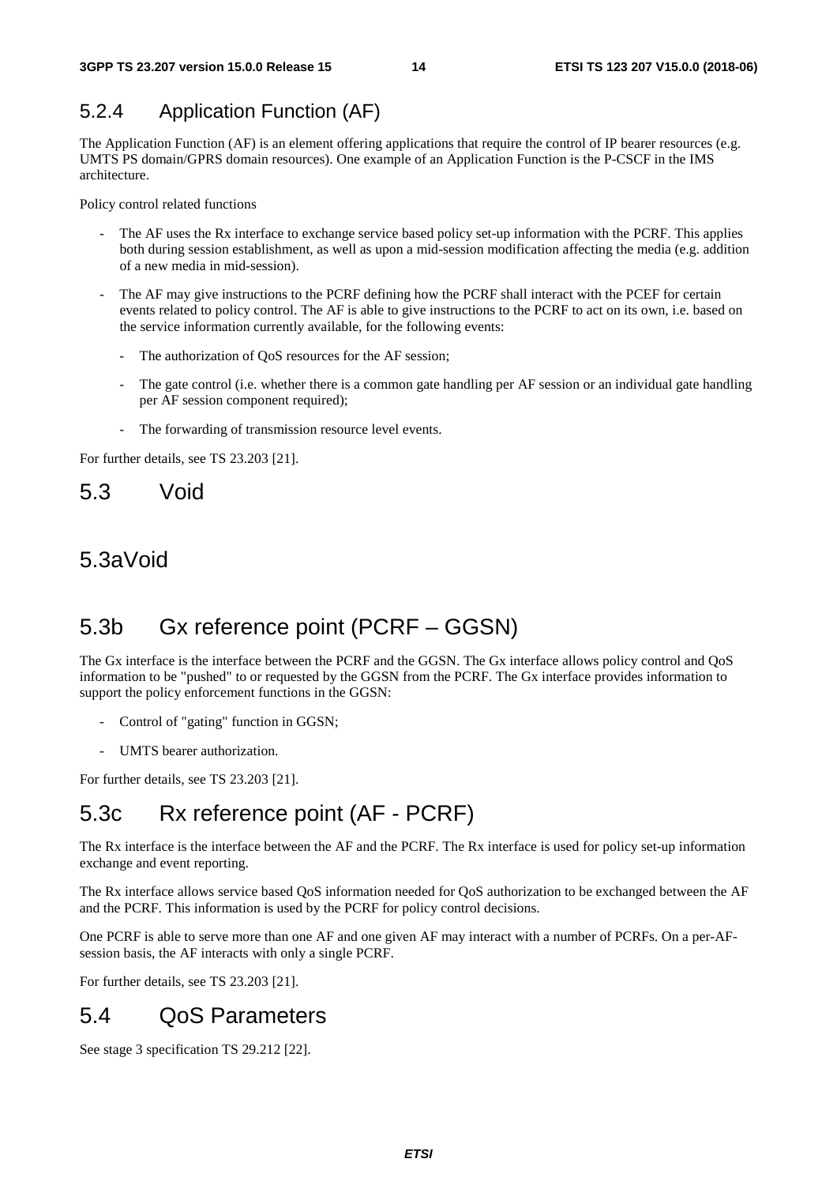## 5.2.4 Application Function (AF)

The Application Function (AF) is an element offering applications that require the control of IP bearer resources (e.g. UMTS PS domain/GPRS domain resources). One example of an Application Function is the P-CSCF in the IMS architecture.

Policy control related functions

- The AF uses the Rx interface to exchange service based policy set-up information with the PCRF. This applies both during session establishment, as well as upon a mid-session modification affecting the media (e.g. addition of a new media in mid-session).
- The AF may give instructions to the PCRF defining how the PCRF shall interact with the PCEF for certain events related to policy control. The AF is able to give instructions to the PCRF to act on its own, i.e. based on the service information currently available, for the following events:
  - The authorization of QoS resources for the AF session;
  - The gate control (i.e. whether there is a common gate handling per AF session or an individual gate handling per AF session component required);
  - The forwarding of transmission resource level events.

For further details, see TS 23.203 [21].

# 5.3 Void

# 5.3aVoid

# 5.3b Gx reference point (PCRF – GGSN)

The Gx interface is the interface between the PCRF and the GGSN. The Gx interface allows policy control and QoS information to be "pushed" to or requested by the GGSN from the PCRF. The Gx interface provides information to support the policy enforcement functions in the GGSN:

- Control of "gating" function in GGSN;
- UMTS bearer authorization.

For further details, see TS 23.203 [21].

# 5.3c Rx reference point (AF - PCRF)

The Rx interface is the interface between the AF and the PCRF. The Rx interface is used for policy set-up information exchange and event reporting.

The Rx interface allows service based QoS information needed for QoS authorization to be exchanged between the AF and the PCRF. This information is used by the PCRF for policy control decisions.

One PCRF is able to serve more than one AF and one given AF may interact with a number of PCRFs. On a per-AF-session basis, the AF interacts with only a single PCRF.

For further details, see TS 23.203 [21].

# 5.4 QoS Parameters

See stage 3 specification TS 29.212 [22].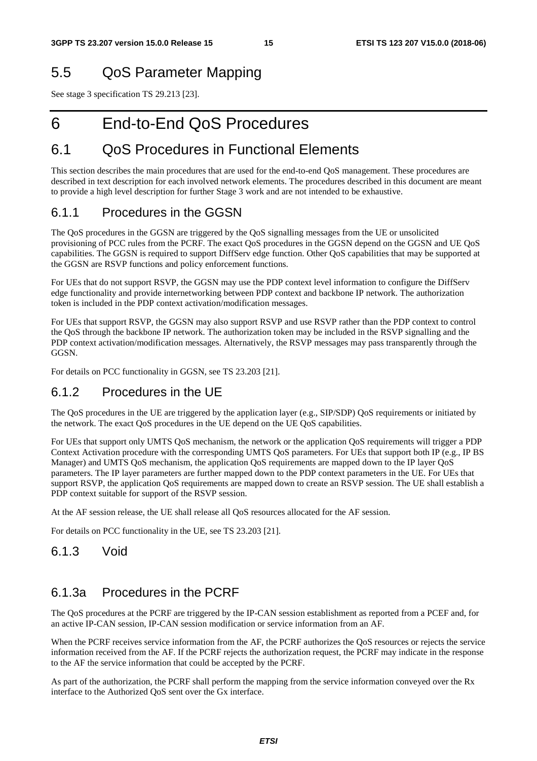## 5.5 QoS Parameter Mapping

See stage 3 specification TS 29.213 [23].

# 6 End-to-End QoS Procedures

## 6.1 QoS Procedures in Functional Elements

This section describes the main procedures that are used for the end-to-end QoS management. These procedures are described in text description for each involved network elements. The procedures described in this document are meant to provide a high level description for further Stage 3 work and are not intended to be exhaustive.

### 6.1.1 Procedures in the GGSN

The QoS procedures in the GGSN are triggered by the QoS signalling messages from the UE or unsolicited provisioning of PCC rules from the PCRF. The exact QoS procedures in the GGSN depend on the GGSN and UE QoS capabilities. The GGSN is required to support DiffServ edge function. Other QoS capabilities that may be supported at the GGSN are RSVP functions and policy enforcement functions.

For UEs that do not support RSVP, the GGSN may use the PDP context level information to configure the DiffServ edge functionality and provide internetworking between PDP context and backbone IP network. The authorization token is included in the PDP context activation/modification messages.

For UEs that support RSVP, the GGSN may also support RSVP and use RSVP rather than the PDP context to control the QoS through the backbone IP network. The authorization token may be included in the RSVP signalling and the PDP context activation/modification messages. Alternatively, the RSVP messages may pass transparently through the GGSN.

For details on PCC functionality in GGSN, see TS 23.203 [21].

### 6.1.2 Procedures in the UE

The QoS procedures in the UE are triggered by the application layer (e.g., SIP/SDP) QoS requirements or initiated by the network. The exact QoS procedures in the UE depend on the UE QoS capabilities.

For UEs that support only UMTS QoS mechanism, the network or the application QoS requirements will trigger a PDP Context Activation procedure with the corresponding UMTS QoS parameters. For UEs that support both IP (e.g., IP BS Manager) and UMTS QoS mechanism, the application QoS requirements are mapped down to the IP layer QoS parameters. The IP layer parameters are further mapped down to the PDP context parameters in the UE. For UEs that support RSVP, the application QoS requirements are mapped down to create an RSVP session. The UE shall establish a PDP context suitable for support of the RSVP session.

At the AF session release, the UE shall release all QoS resources allocated for the AF session.

For details on PCC functionality in the UE, see TS 23.203 [21].

### 6.1.3 Void

### 6.1.3a Procedures in the PCRF

The QoS procedures at the PCRF are triggered by the IP-CAN session establishment as reported from a PCEF and, for an active IP-CAN session, IP-CAN session modification or service information from an AF.

When the PCRF receives service information from the AF, the PCRF authorizes the QoS resources or rejects the service information received from the AF. If the PCRF rejects the authorization request, the PCRF may indicate in the response to the AF the service information that could be accepted by the PCRF.

As part of the authorization, the PCRF shall perform the mapping from the service information conveyed over the Rx interface to the Authorized QoS sent over the Gx interface.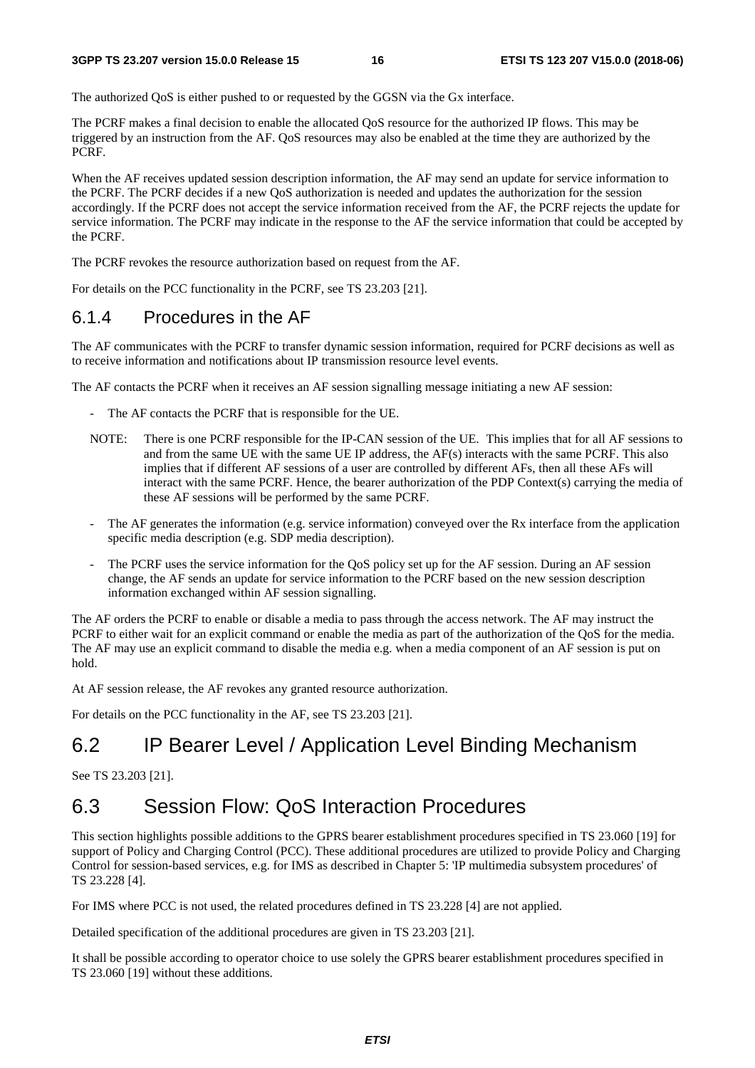The authorized QoS is either pushed to or requested by the GGSN via the Gx interface.

The PCRF makes a final decision to enable the allocated QoS resource for the authorized IP flows. This may be triggered by an instruction from the AF. QoS resources may also be enabled at the time they are authorized by the PCRF.

When the AF receives updated session description information, the AF may send an update for service information to the PCRF. The PCRF decides if a new QoS authorization is needed and updates the authorization for the session accordingly. If the PCRF does not accept the service information received from the AF, the PCRF rejects the update for service information. The PCRF may indicate in the response to the AF the service information that could be accepted by the PCRF.

The PCRF revokes the resource authorization based on request from the AF.

For details on the PCC functionality in the PCRF, see TS 23.203 [21].

### 6.1.4 Procedures in the AF

The AF communicates with the PCRF to transfer dynamic session information, required for PCRF decisions as well as to receive information and notifications about IP transmission resource level events.

The AF contacts the PCRF when it receives an AF session signalling message initiating a new AF session:

- The AF contacts the PCRF that is responsible for the UE.

NOTE: There is one PCRF responsible for the IP-CAN session of the UE. This implies that for all AF sessions to and from the same UE with the same UE IP address, the AF(s) interacts with the same PCRF. This also implies that if different AF sessions of a user are controlled by different AFs, then all these AFs will interact with the same PCRF. Hence, the bearer authorization of the PDP Context(s) carrying the media of these AF sessions will be performed by the same PCRF.

- The AF generates the information (e.g. service information) conveyed over the Rx interface from the application specific media description (e.g. SDP media description).
- The PCRF uses the service information for the QoS policy set up for the AF session. During an AF session change, the AF sends an update for service information to the PCRF based on the new session description information exchanged within AF session signalling.

The AF orders the PCRF to enable or disable a media to pass through the access network. The AF may instruct the PCRF to either wait for an explicit command or enable the media as part of the authorization of the QoS for the media. The AF may use an explicit command to disable the media e.g. when a media component of an AF session is put on hold.

At AF session release, the AF revokes any granted resource authorization.

For details on the PCC functionality in the AF, see TS 23.203 [21].

## 6.2 IP Bearer Level / Application Level Binding Mechanism

See TS 23.203 [21].

## 6.3 Session Flow: QoS Interaction Procedures

This section highlights possible additions to the GPRS bearer establishment procedures specified in TS 23.060 [19] for support of Policy and Charging Control (PCC). These additional procedures are utilized to provide Policy and Charging Control for session-based services, e.g. for IMS as described in Chapter 5: 'IP multimedia subsystem procedures' of TS 23.228 [4].

For IMS where PCC is not used, the related procedures defined in TS 23.228 [4] are not applied.

Detailed specification of the additional procedures are given in TS 23.203 [21].

It shall be possible according to operator choice to use solely the GPRS bearer establishment procedures specified in TS 23.060 [19] without these additions.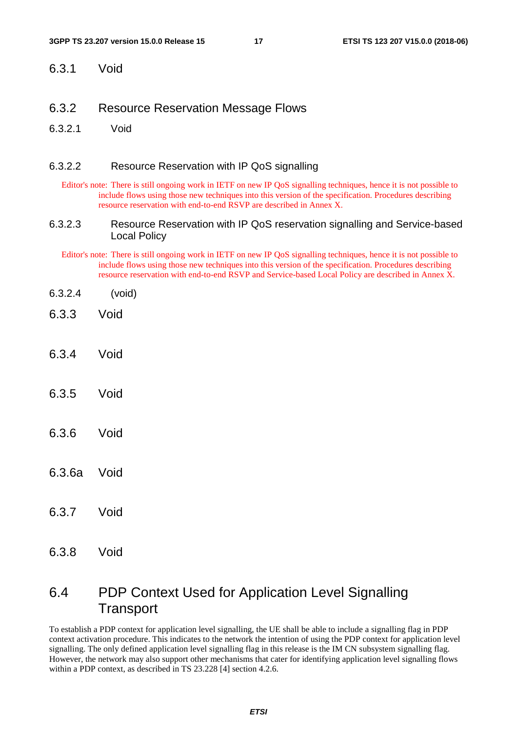### 6.3.1 Void

### 6.3.2 Resource Reservation Message Flows

#### 6.3.2.1 Void

#### 6.3.2.2 Resource Reservation with IP QoS signalling

Editor's note: There is still ongoing work in IETF on new IP QoS signalling techniques, hence it is not possible to include flows using those new techniques into this version of the specification. Procedures describing resource reservation with end-to-end RSVP are described in Annex X.

#### 6.3.2.3 Resource Reservation with IP QoS reservation signalling and Service-based Local Policy

Editor's note: There is still ongoing work in IETF on new IP QoS signalling techniques, hence it is not possible to include flows using those new techniques into this version of the specification. Procedures describing resource reservation with end-to-end RSVP and Service-based Local Policy are described in Annex X.

#### 6.3.2.4 (void)

### 6.3.3 Void

### 6.3.4 Void

### 6.3.5 Void

### 6.3.6 Void

### 6.3.6a Void

### 6.3.7 Void

### 6.3.8 Void

## 6.4 PDP Context Used for Application Level Signalling Transport

To establish a PDP context for application level signalling, the UE shall be able to include a signalling flag in PDP context activation procedure. This indicates to the network the intention of using the PDP context for application level signalling. The only defined application level signalling flag in this release is the IM CN subsystem signalling flag. However, the network may also support other mechanisms that cater for identifying application level signalling flows within a PDP context, as described in TS 23.228 [4] section 4.2.6.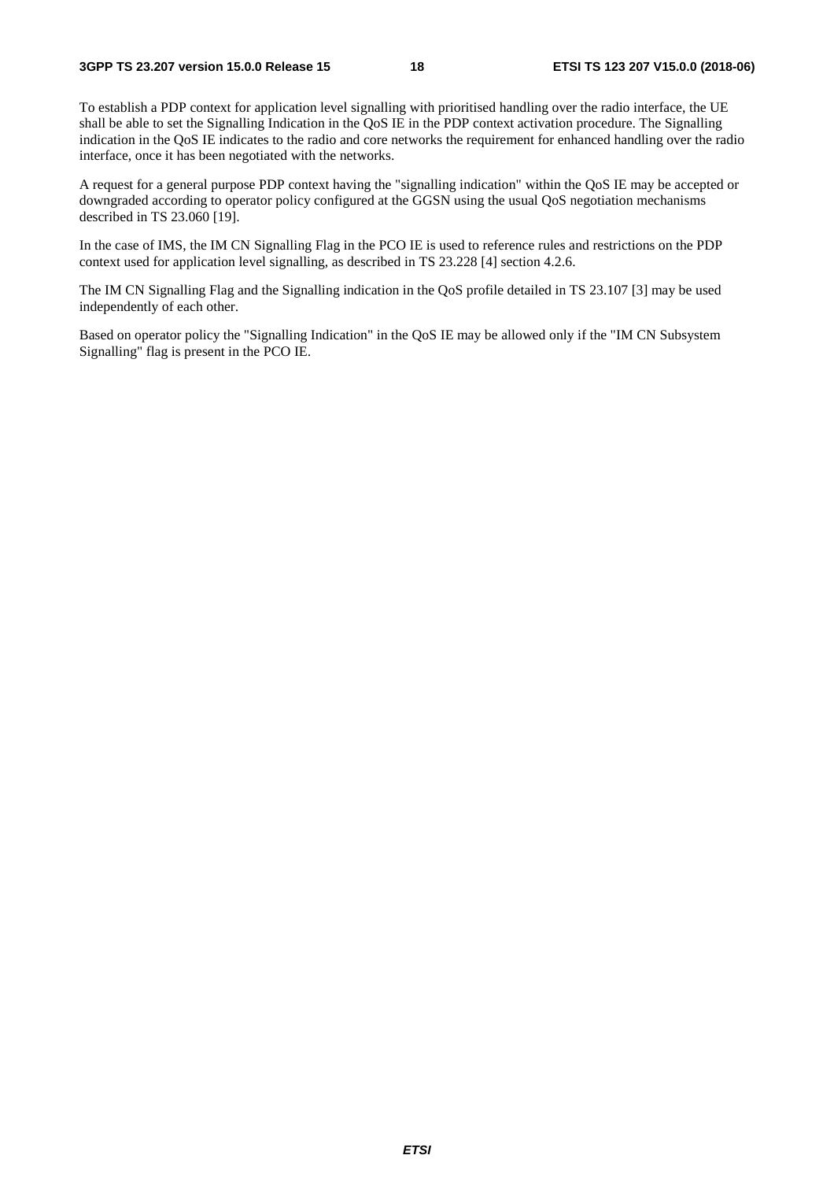To establish a PDP context for application level signalling with prioritised handling over the radio interface, the UE shall be able to set the Signalling Indication in the QoS IE in the PDP context activation procedure. The Signalling indication in the QoS IE indicates to the radio and core networks the requirement for enhanced handling over the radio interface, once it has been negotiated with the networks.

A request for a general purpose PDP context having the "signalling indication" within the QoS IE may be accepted or downgraded according to operator policy configured at the GGSN using the usual QoS negotiation mechanisms described in TS 23.060 [19].

In the case of IMS, the IM CN Signalling Flag in the PCO IE is used to reference rules and restrictions on the PDP context used for application level signalling, as described in TS 23.228 [4] section 4.2.6.

The IM CN Signalling Flag and the Signalling indication in the QoS profile detailed in TS 23.107 [3] may be used independently of each other.

Based on operator policy the "Signalling Indication" in the QoS IE may be allowed only if the "IM CN Subsystem Signalling" flag is present in the PCO IE.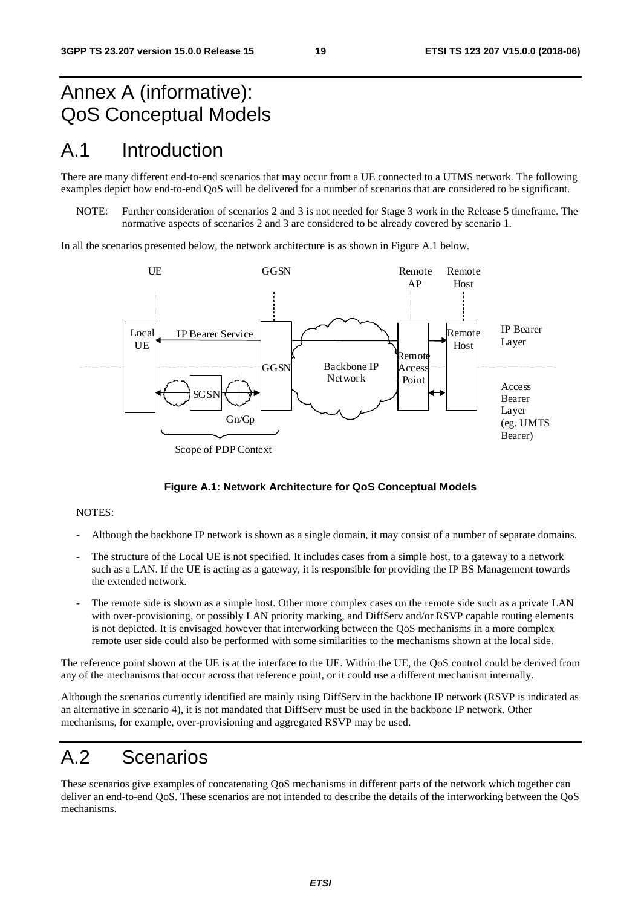# Annex A (informative): QoS Conceptual Models

# A.1 Introduction

There are many different end-to-end scenarios that may occur from a UE connected to a UTMS network. The following examples depict how end-to-end QoS will be delivered for a number of scenarios that are considered to be significant.

NOTE: Further consideration of scenarios 2 and 3 is not needed for Stage 3 work in the Release 5 timeframe. The normative aspects of scenarios 2 and 3 are considered to be already covered by scenario 1.

In all the scenarios presented below, the network architecture is as shown in Figure A.1 below.

**Figure A.1: Network Architecture for QoS Conceptual Models**

NOTES:

- Although the backbone IP network is shown as a single domain, it may consist of a number of separate domains.
- The structure of the Local UE is not specified. It includes cases from a simple host, to a gateway to a network such as a LAN. If the UE is acting as a gateway, it is responsible for providing the IP BS Management towards the extended network.
- The remote side is shown as a simple host. Other more complex cases on the remote side such as a private LAN with over-provisioning, or possibly LAN priority marking, and DiffServ and/or RSVP capable routing elements is not depicted. It is envisaged however that interworking between the QoS mechanisms in a more complex remote user side could also be performed with some similarities to the mechanisms shown at the local side.

The reference point shown at the UE is at the interface to the UE. Within the UE, the QoS control could be derived from any of the mechanisms that occur across that reference point, or it could use a different mechanism internally.

Although the scenarios currently identified are mainly using DiffServ in the backbone IP network (RSVP is indicated as an alternative in scenario 4), it is not mandated that DiffServ must be used in the backbone IP network. Other mechanisms, for example, over-provisioning and aggregated RSVP may be used.

# A.2 Scenarios

These scenarios give examples of concatenating QoS mechanisms in different parts of the network which together can deliver an end-to-end QoS. These scenarios are not intended to describe the details of the interworking between the QoS mechanisms.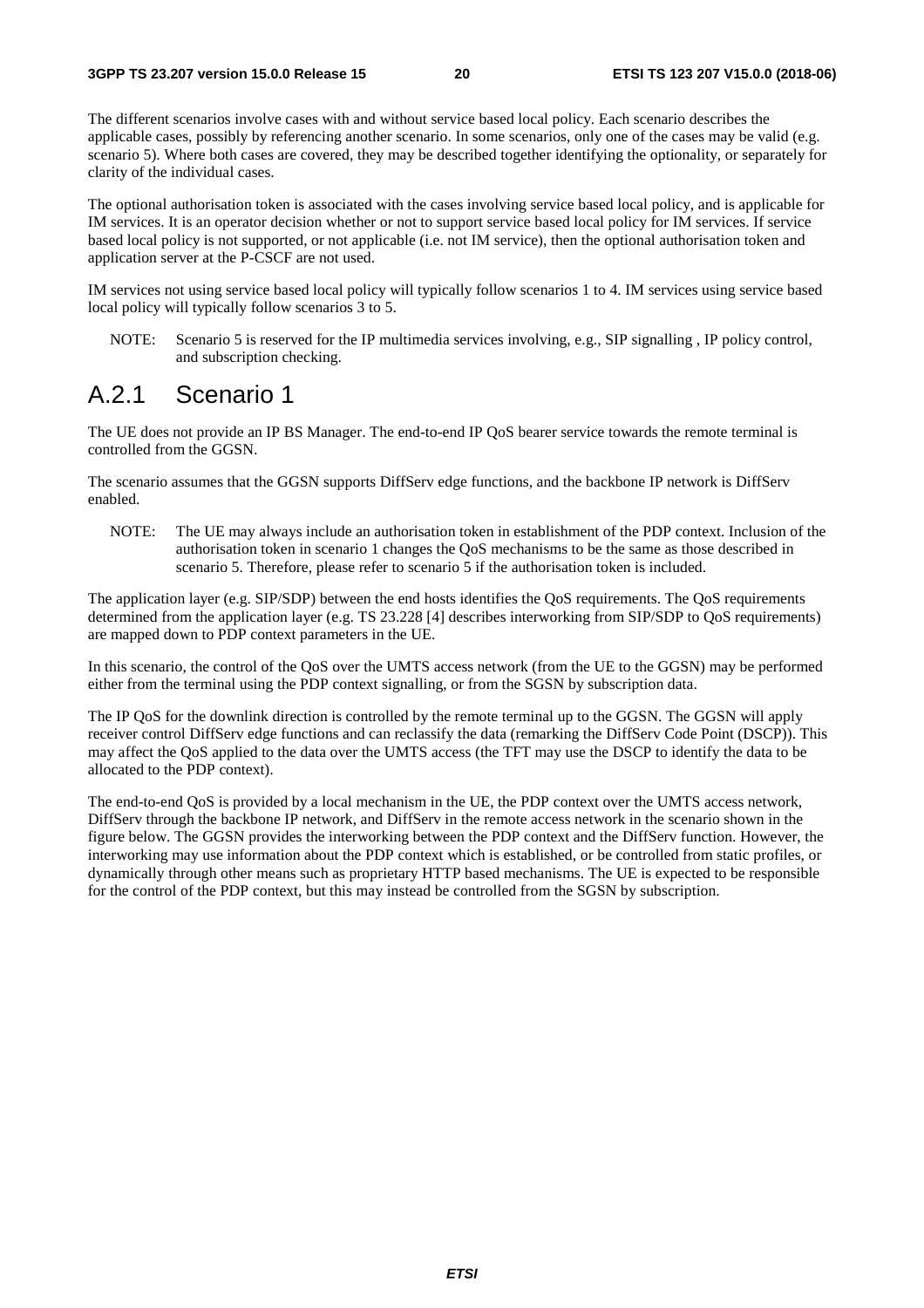The different scenarios involve cases with and without service based local policy. Each scenario describes the applicable cases, possibly by referencing another scenario. In some scenarios, only one of the cases may be valid (e.g. scenario 5). Where both cases are covered, they may be described together identifying the optionality, or separately for clarity of the individual cases.

The optional authorisation token is associated with the cases involving service based local policy, and is applicable for IM services. It is an operator decision whether or not to support service based local policy for IM services. If service based local policy is not supported, or not applicable (i.e. not IM service), then the optional authorisation token and application server at the P-CSCF are not used.

IM services not using service based local policy will typically follow scenarios 1 to 4. IM services using service based local policy will typically follow scenarios 3 to 5.

NOTE: Scenario 5 is reserved for the IP multimedia services involving, e.g., SIP signalling , IP policy control, and subscription checking.

## A.2.1 Scenario 1

The UE does not provide an IP BS Manager. The end-to-end IP QoS bearer service towards the remote terminal is controlled from the GGSN.

The scenario assumes that the GGSN supports DiffServ edge functions, and the backbone IP network is DiffServ enabled.

NOTE: The UE may always include an authorisation token in establishment of the PDP context. Inclusion of the authorisation token in scenario 1 changes the QoS mechanisms to be the same as those described in scenario 5. Therefore, please refer to scenario 5 if the authorisation token is included.

The application layer (e.g. SIP/SDP) between the end hosts identifies the QoS requirements. The QoS requirements determined from the application layer (e.g. TS 23.228 [4] describes interworking from SIP/SDP to QoS requirements) are mapped down to PDP context parameters in the UE.

In this scenario, the control of the QoS over the UMTS access network (from the UE to the GGSN) may be performed either from the terminal using the PDP context signalling, or from the SGSN by subscription data.

The IP QoS for the downlink direction is controlled by the remote terminal up to the GGSN. The GGSN will apply receiver control DiffServ edge functions and can reclassify the data (remarking the DiffServ Code Point (DSCP)). This may affect the QoS applied to the data over the UMTS access (the TFT may use the DSCP to identify the data to be allocated to the PDP context).

The end-to-end QoS is provided by a local mechanism in the UE, the PDP context over the UMTS access network, DiffServ through the backbone IP network, and DiffServ in the remote access network in the scenario shown in the figure below. The GGSN provides the interworking between the PDP context and the DiffServ function. However, the interworking may use information about the PDP context which is established, or be controlled from static profiles, or dynamically through other means such as proprietary HTTP based mechanisms. The UE is expected to be responsible for the control of the PDP context, but this may instead be controlled from the SGSN by subscription.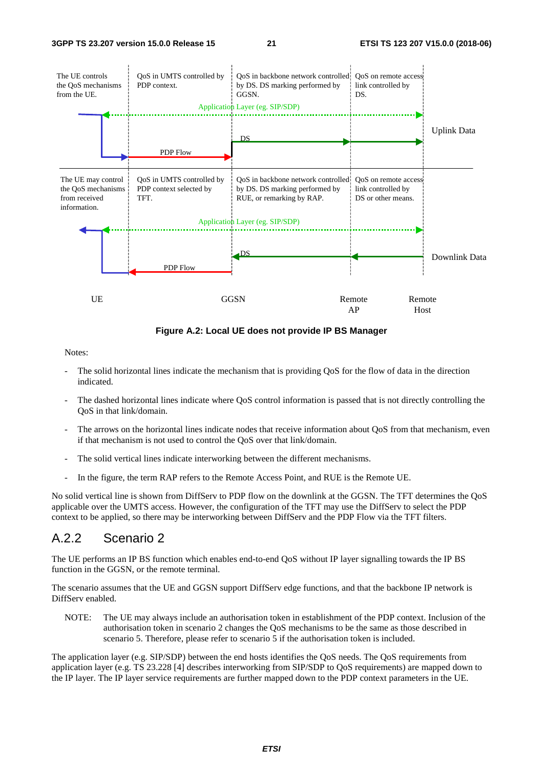The UE controls the QoS mechanisms from the UE.

QoS in UMTS controlled by PDP context.

QoS in backbone network controlled by DS. DS marking performed by GGSN.

QoS on remote access link controlled by DS.

Application Layer (eg. SIP/SDP)

Uplink Data

DS

PDP Flow

The UE may control the QoS mechanisms from received information.

QoS in UMTS controlled by PDP context selected by TFT.

QoS in backbone network controlled by DS. DS marking performed by RUE, or remarking by RAP.

QoS on remote access link controlled by DS or other means.

Application Layer (eg. SIP/SDP)

DS

Downlink Data

PDP Flow

UE GGSN Remote AP Remote Host

**Figure A.2: Local UE does not provide IP BS Manager**

Notes:

- The solid horizontal lines indicate the mechanism that is providing QoS for the flow of data in the direction indicated.
- The dashed horizontal lines indicate where QoS control information is passed that is not directly controlling the QoS in that link/domain.
- The arrows on the horizontal lines indicate nodes that receive information about QoS from that mechanism, even if that mechanism is not used to control the QoS over that link/domain.
- The solid vertical lines indicate interworking between the different mechanisms.
- In the figure, the term RAP refers to the Remote Access Point, and RUE is the Remote UE.

No solid vertical line is shown from DiffServ to PDP flow on the downlink at the GGSN. The TFT determines the QoS applicable over the UMTS access. However, the configuration of the TFT may use the DiffServ to select the PDP context to be applied, so there may be interworking between DiffServ and the PDP Flow via the TFT filters.

## A.2.2 Scenario 2

The UE performs an IP BS function which enables end-to-end QoS without IP layer signalling towards the IP BS function in the GGSN, or the remote terminal.

The scenario assumes that the UE and GGSN support DiffServ edge functions, and that the backbone IP network is DiffServ enabled.

NOTE: The UE may always include an authorisation token in establishment of the PDP context. Inclusion of the authorisation token in scenario 2 changes the QoS mechanisms to be the same as those described in scenario 5. Therefore, please refer to scenario 5 if the authorisation token is included.

The application layer (e.g. SIP/SDP) between the end hosts identifies the QoS needs. The QoS requirements from application layer (e.g. TS 23.228 [4] describes interworking from SIP/SDP to QoS requirements) are mapped down to the IP layer. The IP layer service requirements are further mapped down to the PDP context parameters in the UE.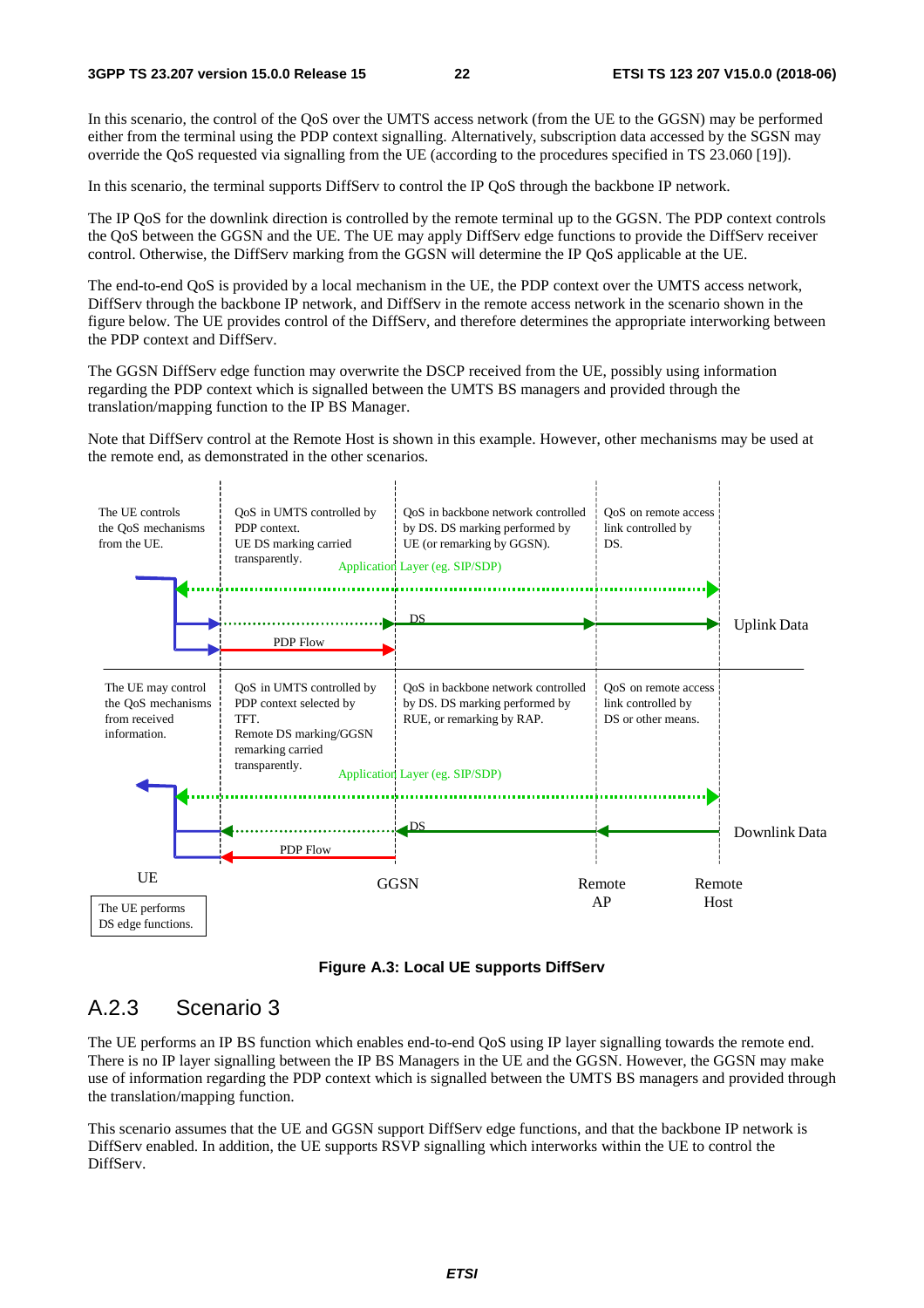In this scenario, the control of the QoS over the UMTS access network (from the UE to the GGSN) may be performed either from the terminal using the PDP context signalling. Alternatively, subscription data accessed by the SGSN may override the QoS requested via signalling from the UE (according to the procedures specified in TS 23.060 [19]).

In this scenario, the terminal supports DiffServ to control the IP QoS through the backbone IP network.

The IP QoS for the downlink direction is controlled by the remote terminal up to the GGSN. The PDP context controls the QoS between the GGSN and the UE. The UE may apply DiffServ edge functions to provide the DiffServ receiver control. Otherwise, the DiffServ marking from the GGSN will determine the IP QoS applicable at the UE.

The end-to-end QoS is provided by a local mechanism in the UE, the PDP context over the UMTS access network, DiffServ through the backbone IP network, and DiffServ in the remote access network in the scenario shown in the figure below. The UE provides control of the DiffServ, and therefore determines the appropriate interworking between the PDP context and DiffServ.

The GGSN DiffServ edge function may overwrite the DSCP received from the UE, possibly using information regarding the PDP context which is signalled between the UMTS BS managers and provided through the translation/mapping function to the IP BS Manager.

Note that DiffServ control at the Remote Host is shown in this example. However, other mechanisms may be used at the remote end, as demonstrated in the other scenarios.

The UE controls the QoS mechanisms from the UE. | QoS in UMTS controlled by PDP context. UE DS marking carried transparently. | QoS in backbone network controlled by DS. DS marking performed by UE (or remarking by GGSN). | QoS on remote access link controlled by DS.

Application Layer (eg. SIP/SDP)

DS

PDP Flow

Uplink Data

The UE may control the QoS mechanisms from received information. | QoS in UMTS controlled by PDP context selected by TFT. Remote DS marking/GGSN remarking carried transparently. | QoS in backbone network controlled by DS. DS marking performed by RUE, or remarking by RAP. | QoS on remote access link controlled by DS or other means.

Application Layer (eg. SIP/SDP)

DS

PDP Flow

Downlink Data

UE | GGSN | Remote AP | Remote Host

The UE performs DS edge functions.

**Figure A.3: Local UE supports DiffServ**

## A.2.3 Scenario 3

The UE performs an IP BS function which enables end-to-end QoS using IP layer signalling towards the remote end. There is no IP layer signalling between the IP BS Managers in the UE and the GGSN. However, the GGSN may make use of information regarding the PDP context which is signalled between the UMTS BS managers and provided through the translation/mapping function.

This scenario assumes that the UE and GGSN support DiffServ edge functions, and that the backbone IP network is DiffServ enabled. In addition, the UE supports RSVP signalling which interworks within the UE to control the DiffServ.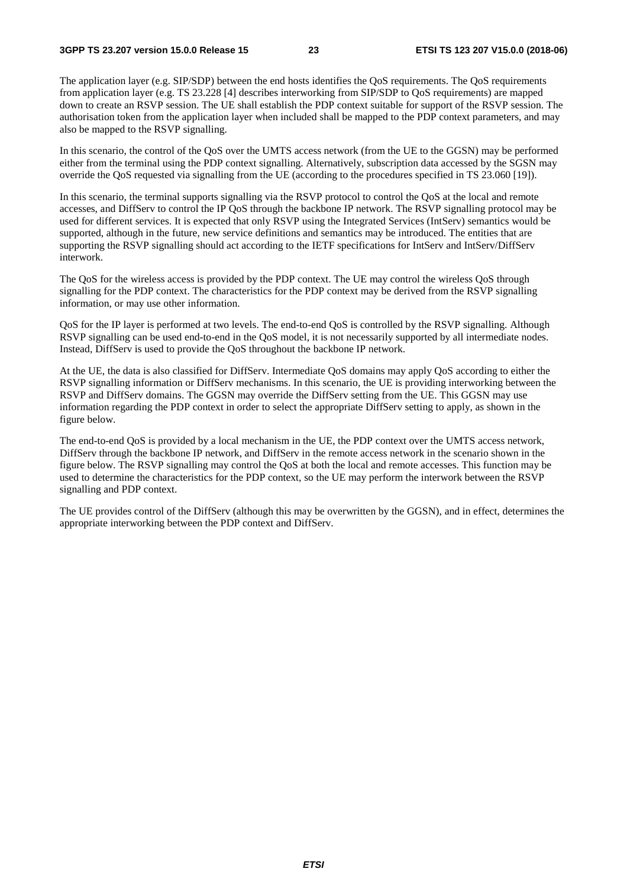The application layer (e.g. SIP/SDP) between the end hosts identifies the QoS requirements. The QoS requirements from application layer (e.g. TS 23.228 [4] describes interworking from SIP/SDP to QoS requirements) are mapped down to create an RSVP session. The UE shall establish the PDP context suitable for support of the RSVP session. The authorisation token from the application layer when included shall be mapped to the PDP context parameters, and may also be mapped to the RSVP signalling.

In this scenario, the control of the QoS over the UMTS access network (from the UE to the GGSN) may be performed either from the terminal using the PDP context signalling. Alternatively, subscription data accessed by the SGSN may override the QoS requested via signalling from the UE (according to the procedures specified in TS 23.060 [19]).

In this scenario, the terminal supports signalling via the RSVP protocol to control the QoS at the local and remote accesses, and DiffServ to control the IP QoS through the backbone IP network. The RSVP signalling protocol may be used for different services. It is expected that only RSVP using the Integrated Services (IntServ) semantics would be supported, although in the future, new service definitions and semantics may be introduced. The entities that are supporting the RSVP signalling should act according to the IETF specifications for IntServ and IntServ/DiffServ interwork.

The QoS for the wireless access is provided by the PDP context. The UE may control the wireless QoS through signalling for the PDP context. The characteristics for the PDP context may be derived from the RSVP signalling information, or may use other information.

QoS for the IP layer is performed at two levels. The end-to-end QoS is controlled by the RSVP signalling. Although RSVP signalling can be used end-to-end in the QoS model, it is not necessarily supported by all intermediate nodes. Instead, DiffServ is used to provide the QoS throughout the backbone IP network.

At the UE, the data is also classified for DiffServ. Intermediate QoS domains may apply QoS according to either the RSVP signalling information or DiffServ mechanisms. In this scenario, the UE is providing interworking between the RSVP and DiffServ domains. The GGSN may override the DiffServ setting from the UE. This GGSN may use information regarding the PDP context in order to select the appropriate DiffServ setting to apply, as shown in the figure below.

The end-to-end QoS is provided by a local mechanism in the UE, the PDP context over the UMTS access network, DiffServ through the backbone IP network, and DiffServ in the remote access network in the scenario shown in the figure below. The RSVP signalling may control the QoS at both the local and remote accesses. This function may be used to determine the characteristics for the PDP context, so the UE may perform the interwork between the RSVP signalling and PDP context.

The UE provides control of the DiffServ (although this may be overwritten by the GGSN), and in effect, determines the appropriate interworking between the PDP context and DiffServ.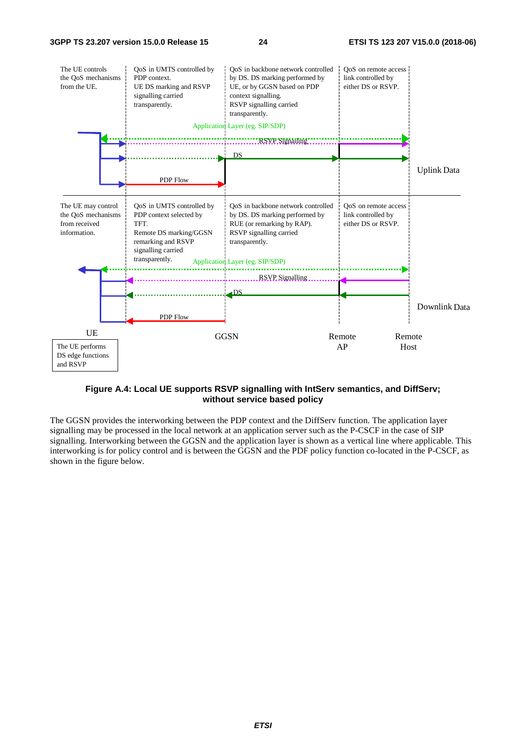The UE controls the QoS mechanisms from the UE.

QoS in UMTS controlled by PDP context. UE DS marking and RSVP signalling carried transparently.

QoS in backbone network controlled by DS. DS marking performed by UE, or by GGSN based on PDP context signalling. RSVP signalling carried transparently.

QoS on remote access link controlled by either DS or RSVP.

Application Layer (eg. SIP/SDP)

RSVP Signalling

DS

PDP Flow

Uplink Data

The UE may control the QoS mechanisms from received information.

QoS in UMTS controlled by PDP context selected by TFT. Remote DS marking/GGSN remarking and RSVP signalling carried transparently.

QoS in backbone network controlled by DS. DS marking performed by RUE (or remarking by RAP). RSVP signalling carried transparently.

QoS on remote access link controlled by either DS or RSVP.

Application Layer (eg. SIP/SDP)

RSVP Signalling

DS

PDP Flow

Downlink Data

UE

The UE performs DS edge functions and RSVP

GGSN

Remote AP

Remote Host

**Figure A.4: Local UE supports RSVP signalling with IntServ semantics, and DiffServ; without service based policy**

The GGSN provides the interworking between the PDP context and the DiffServ function. The application layer signalling may be processed in the local network at an application server such as the P-CSCF in the case of SIP signalling. Interworking between the GGSN and the application layer is shown as a vertical line where applicable. This interworking is for policy control and is between the GGSN and the PDF policy function co-located in the P-CSCF, as shown in the figure below.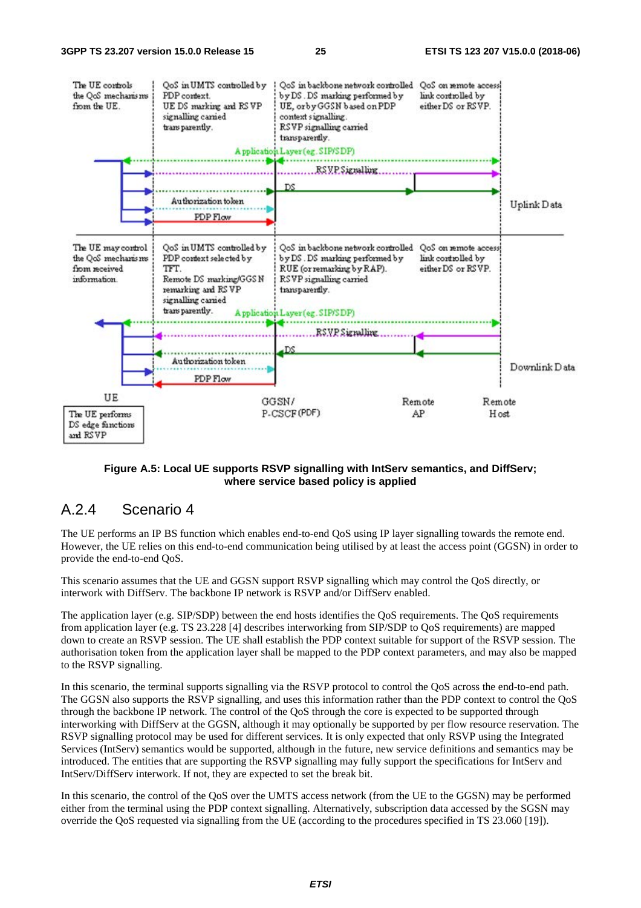The UE controls the QoS mechanisms from the UE.

QoS in UMTS controlled by PDP context. UE DS marking and RSVP signalling carried transparently.

QoS in backbone network controlled by DS. DS marking performed by UE, or by GGSN based on PDP context signalling. RSVP signalling carried transparently.

QoS on remote access link controlled by either DS or RSVP.

Application Layer (eg. SIP/SDP)

RSVP Signalling

DS

Authorization token

PDP Flow

Uplink Data

The UE may control the QoS mechanisms from received information.

QoS in UMTS controlled by PDP context selected by TFT. Remote DS marking/GGSN remarking and RSVP signalling carried transparently.

QoS in backbone network controlled by DS. DS marking performed by RUE (or remarking by RAP). RSVP signalling carried transparently.

QoS on remote access link controlled by either DS or RSVP.

Application Layer (eg. SIP/SDP)

RSVP Signalling

DS

Authorization token

PDP Flow

Downlink Data

UE

The UE performs DS edge functions and RSVP

GGSN/ P-CSCF (PDF)

Remote AP

Remote Host

**Figure A.5: Local UE supports RSVP signalling with IntServ semantics, and DiffServ; where service based policy is applied**

## A.2.4 Scenario 4

The UE performs an IP BS function which enables end-to-end QoS using IP layer signalling towards the remote end. However, the UE relies on this end-to-end communication being utilised by at least the access point (GGSN) in order to provide the end-to-end QoS.

This scenario assumes that the UE and GGSN support RSVP signalling which may control the QoS directly, or interwork with DiffServ. The backbone IP network is RSVP and/or DiffServ enabled.

The application layer (e.g. SIP/SDP) between the end hosts identifies the QoS requirements. The QoS requirements from application layer (e.g. TS 23.228 [4] describes interworking from SIP/SDP to QoS requirements) are mapped down to create an RSVP session. The UE shall establish the PDP context suitable for support of the RSVP session. The authorisation token from the application layer shall be mapped to the PDP context parameters, and may also be mapped to the RSVP signalling.

In this scenario, the terminal supports signalling via the RSVP protocol to control the QoS across the end-to-end path. The GGSN also supports the RSVP signalling, and uses this information rather than the PDP context to control the QoS through the backbone IP network. The control of the QoS through the core is expected to be supported through interworking with DiffServ at the GGSN, although it may optionally be supported by per flow resource reservation. The RSVP signalling protocol may be used for different services. It is only expected that only RSVP using the Integrated Services (IntServ) semantics would be supported, although in the future, new service definitions and semantics may be introduced. The entities that are supporting the RSVP signalling may fully support the specifications for IntServ and IntServ/DiffServ interwork. If not, they are expected to set the break bit.

In this scenario, the control of the QoS over the UMTS access network (from the UE to the GGSN) may be performed either from the terminal using the PDP context signalling. Alternatively, subscription data accessed by the SGSN may override the QoS requested via signalling from the UE (according to the procedures specified in TS 23.060 [19]).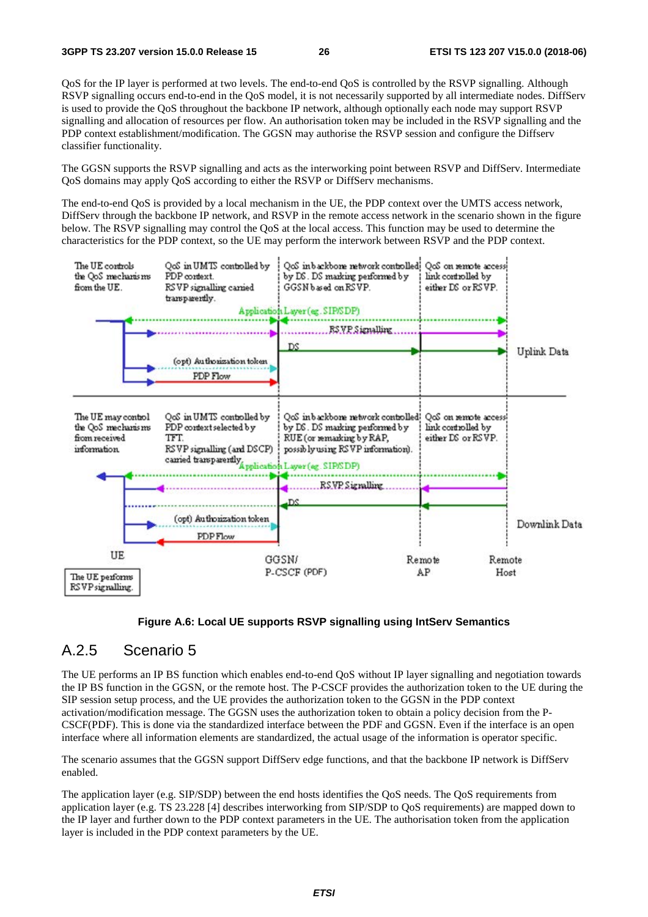QoS for the IP layer is performed at two levels. The end-to-end QoS is controlled by the RSVP signalling. Although RSVP signalling occurs end-to-end in the QoS model, it is not necessarily supported by all intermediate nodes. DiffServ is used to provide the QoS throughout the backbone IP network, although optionally each node may support RSVP signalling and allocation of resources per flow. An authorisation token may be included in the RSVP signalling and the PDP context establishment/modification. The GGSN may authorise the RSVP session and configure the Diffserv classifier functionality.

The GGSN supports the RSVP signalling and acts as the interworking point between RSVP and DiffServ. Intermediate QoS domains may apply QoS according to either the RSVP or DiffServ mechanisms.

The end-to-end QoS is provided by a local mechanism in the UE, the PDP context over the UMTS access network, DiffServ through the backbone IP network, and RSVP in the remote access network in the scenario shown in the figure below. The RSVP signalling may control the QoS at the local access. This function may be used to determine the characteristics for the PDP context, so the UE may perform the interwork between RSVP and the PDP context.

**Figure A.6: Local UE supports RSVP signalling using IntServ Semantics**

## A.2.5 Scenario 5

The UE performs an IP BS function which enables end-to-end QoS without IP layer signalling and negotiation towards the IP BS function in the GGSN, or the remote host. The P-CSCF provides the authorization token to the UE during the SIP session setup process, and the UE provides the authorization token to the GGSN in the PDP context activation/modification message. The GGSN uses the authorization token to obtain a policy decision from the P-CSCF(PDF). This is done via the standardized interface between the PDF and GGSN. Even if the interface is an open interface where all information elements are standardized, the actual usage of the information is operator specific.

The scenario assumes that the GGSN support DiffServ edge functions, and that the backbone IP network is DiffServ enabled.

The application layer (e.g. SIP/SDP) between the end hosts identifies the QoS needs. The QoS requirements from application layer (e.g. TS 23.228 [4] describes interworking from SIP/SDP to QoS requirements) are mapped down to the IP layer and further down to the PDP context parameters in the UE. The authorisation token from the application layer is included in the PDP context parameters by the UE.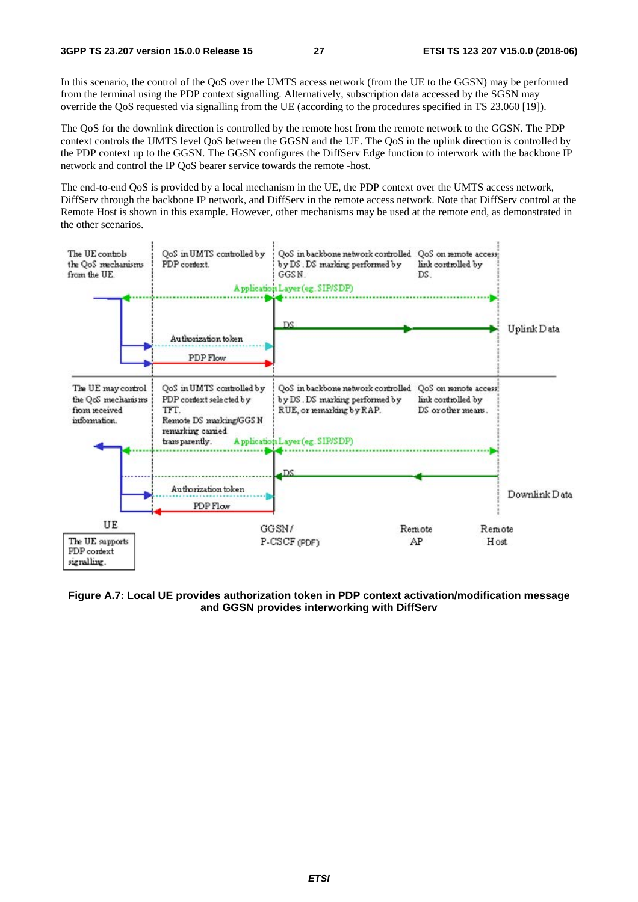In this scenario, the control of the QoS over the UMTS access network (from the UE to the GGSN) may be performed from the terminal using the PDP context signalling. Alternatively, subscription data accessed by the SGSN may override the QoS requested via signalling from the UE (according to the procedures specified in TS 23.060 [19]).

The QoS for the downlink direction is controlled by the remote host from the remote network to the GGSN. The PDP context controls the UMTS level QoS between the GGSN and the UE. The QoS in the uplink direction is controlled by the PDP context up to the GGSN. The GGSN configures the DiffServ Edge function to interwork with the backbone IP network and control the IP QoS bearer service towards the remote -host.

The end-to-end QoS is provided by a local mechanism in the UE, the PDP context over the UMTS access network, DiffServ through the backbone IP network, and DiffServ in the remote access network. Note that DiffServ control at the Remote Host is shown in this example. However, other mechanisms may be used at the remote end, as demonstrated in the other scenarios.

The UE controls the QoS mechanisms from the UE. | QoS in UMTS controlled by PDP context. | QoS in backbone network controlled by DS. DS marking performed by GGSN. | QoS on remote access link controlled by DS.

Application Layer (eg. SIP/SDP)

DS

Uplink Data

Authorization token

PDP Flow

The UE may control the QoS mechanisms from received information. | QoS in UMTS controlled by PDP context selected by TFT. Remote DS marking/GGSN remarking carried transparently. | QoS in backbone network controlled by DS. DS marking performed by RUE, or remarking by RAP. | QoS on remote access link controlled by DS or other means.

Application Layer (eg. SIP/SDP)

DS

Downlink Data

Authorization token

PDP Flow

UE | GGSN/ P-CSCF (PDF) | Remote AP | Remote Host

The UE supports PDP context signalling.

**Figure A.7: Local UE provides authorization token in PDP context activation/modification message and GGSN provides interworking with DiffServ**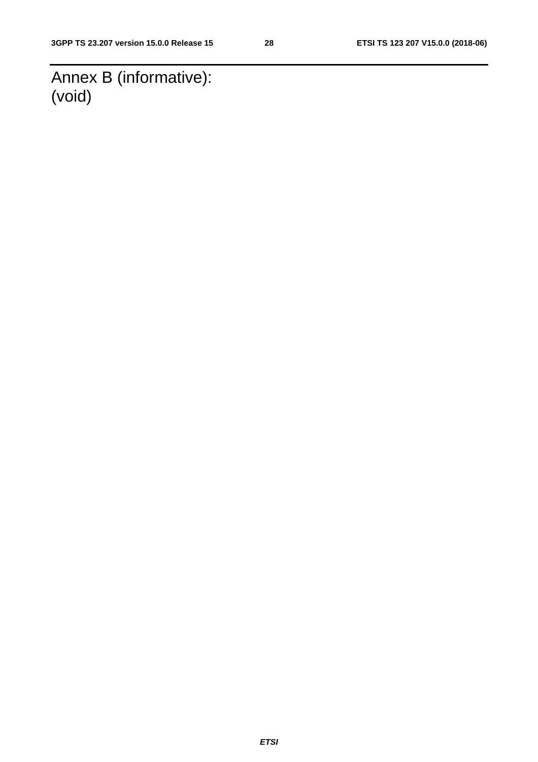# Annex B (informative): (void)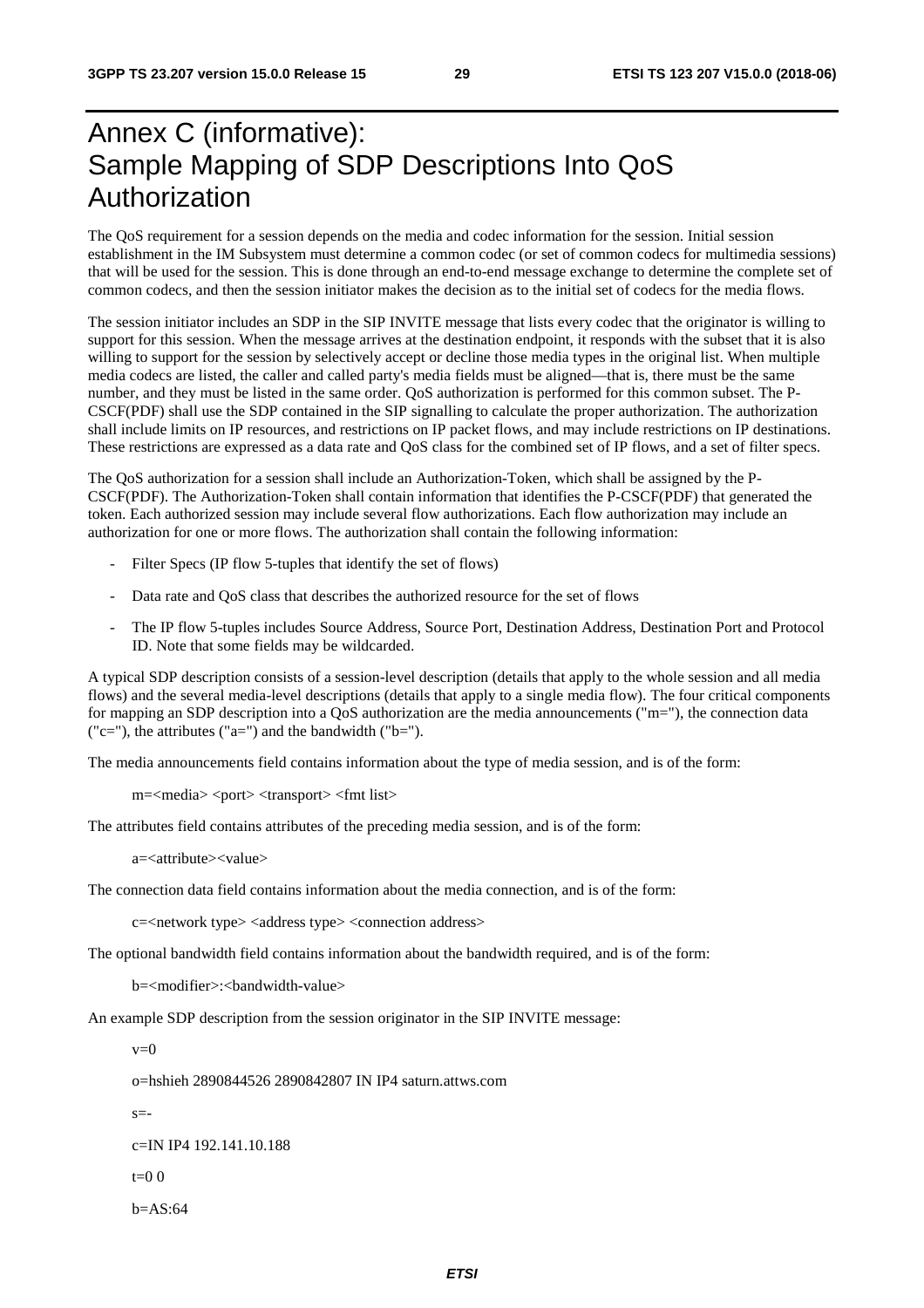# Annex C (informative): Sample Mapping of SDP Descriptions Into QoS Authorization

The QoS requirement for a session depends on the media and codec information for the session. Initial session establishment in the IM Subsystem must determine a common codec (or set of common codecs for multimedia sessions) that will be used for the session. This is done through an end-to-end message exchange to determine the complete set of common codecs, and then the session initiator makes the decision as to the initial set of codecs for the media flows.

The session initiator includes an SDP in the SIP INVITE message that lists every codec that the originator is willing to support for this session. When the message arrives at the destination endpoint, it responds with the subset that it is also willing to support for the session by selectively accept or decline those media types in the original list. When multiple media codecs are listed, the caller and called party's media fields must be aligned—that is, there must be the same number, and they must be listed in the same order. QoS authorization is performed for this common subset. The P-CSCF(PDF) shall use the SDP contained in the SIP signalling to calculate the proper authorization. The authorization shall include limits on IP resources, and restrictions on IP packet flows, and may include restrictions on IP destinations. These restrictions are expressed as a data rate and QoS class for the combined set of IP flows, and a set of filter specs.

The QoS authorization for a session shall include an Authorization-Token, which shall be assigned by the P-CSCF(PDF). The Authorization-Token shall contain information that identifies the P-CSCF(PDF) that generated the token. Each authorized session may include several flow authorizations. Each flow authorization may include an authorization for one or more flows. The authorization shall contain the following information:

- Filter Specs (IP flow 5-tuples that identify the set of flows)
- Data rate and QoS class that describes the authorized resource for the set of flows
- The IP flow 5-tuples includes Source Address, Source Port, Destination Address, Destination Port and Protocol ID. Note that some fields may be wildcarded.

A typical SDP description consists of a session-level description (details that apply to the whole session and all media flows) and the several media-level descriptions (details that apply to a single media flow). The four critical components for mapping an SDP description into a QoS authorization are the media announcements ("m="), the connection data ("c="), the attributes ("a=") and the bandwidth ("b=").

The media announcements field contains information about the type of media session, and is of the form:

m=<media> <port> <transport> <fmt list>

The attributes field contains attributes of the preceding media session, and is of the form:

a=<attribute><value>

The connection data field contains information about the media connection, and is of the form:

c=<network type> <address type> <connection address>

The optional bandwidth field contains information about the bandwidth required, and is of the form:

b=<modifier>:<bandwidth-value>

An example SDP description from the session originator in the SIP INVITE message:

v=0

o=hshieh 2890844526 2890842807 IN IP4 saturn.attws.com

s=-

c=IN IP4 192.141.10.188

t=0 0

b=AS:64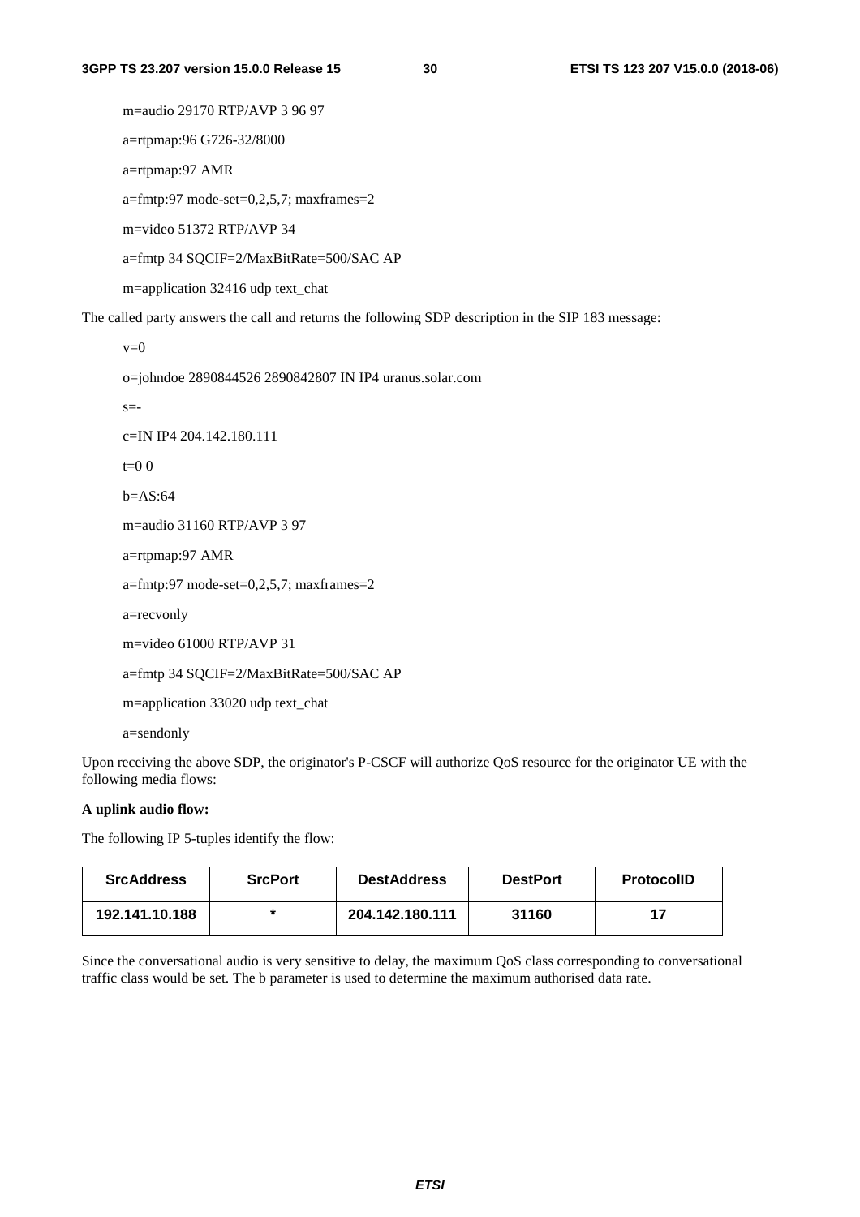m=audio 29170 RTP/AVP 3 96 97

a=rtpmap:96 G726-32/8000

a=rtpmap:97 AMR

a=fmtp:97 mode-set=0,2,5,7; maxframes=2

m=video 51372 RTP/AVP 34

a=fmtp 34 SQCIF=2/MaxBitRate=500/SAC AP

m=application 32416 udp text_chat

The called party answers the call and returns the following SDP description in the SIP 183 message:

v=0

o=johndoe 2890844526 2890842807 IN IP4 uranus.solar.com

s=-

c=IN IP4 204.142.180.111

t=0 0

b=AS:64

m=audio 31160 RTP/AVP 3 97

a=rtpmap:97 AMR

a=fmtp:97 mode-set=0,2,5,7; maxframes=2

a=recvonly

m=video 61000 RTP/AVP 31

a=fmtp 34 SQCIF=2/MaxBitRate=500/SAC AP

m=application 33020 udp text_chat

a=sendonly

Upon receiving the above SDP, the originator's P-CSCF will authorize QoS resource for the originator UE with the following media flows:

**A uplink audio flow:**

The following IP 5-tuples identify the flow:

| SrcAddress | SrcPort | DestAddress | DestPort | ProtocolID |
|---|---|---|---|---|
| 192.141.10.188 | * | 204.142.180.111 | 31160 | 17 |

Since the conversational audio is very sensitive to delay, the maximum QoS class corresponding to conversational traffic class would be set. The b parameter is used to determine the maximum authorised data rate.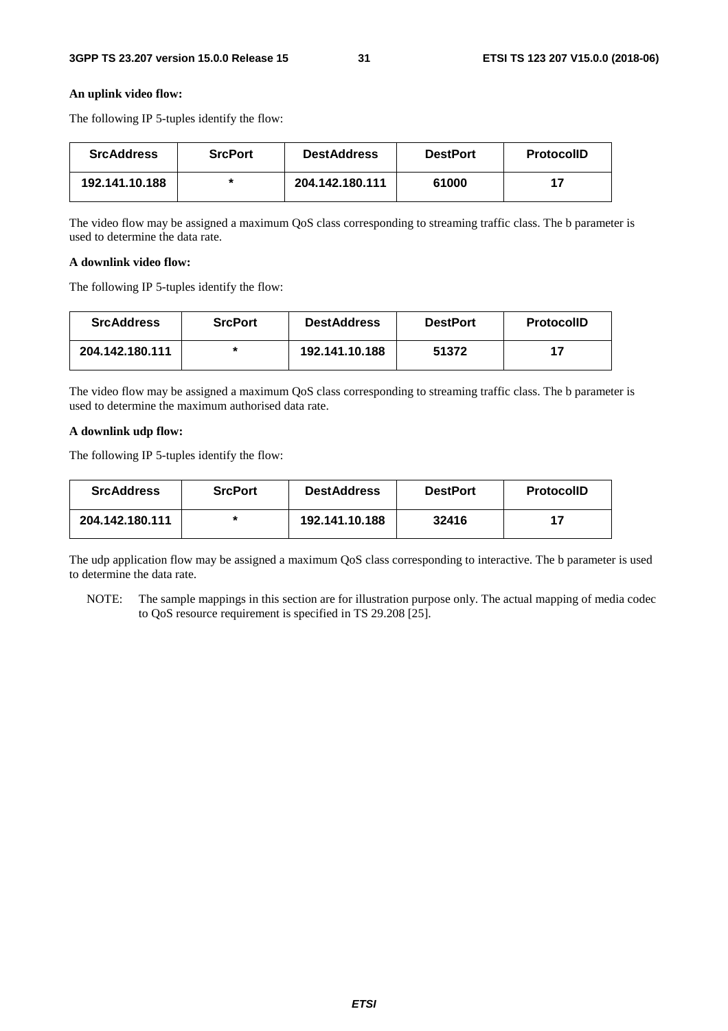**An uplink video flow:**

The following IP 5-tuples identify the flow:

| SrcAddress | SrcPort | DestAddress | DestPort | ProtocolID |
|---|---|---|---|---|
| 192.141.10.188 | * | 204.142.180.111 | 61000 | 17 |

The video flow may be assigned a maximum QoS class corresponding to streaming traffic class. The b parameter is used to determine the data rate.

**A downlink video flow:**

The following IP 5-tuples identify the flow:

| SrcAddress | SrcPort | DestAddress | DestPort | ProtocolID |
|---|---|---|---|---|
| 204.142.180.111 | * | 192.141.10.188 | 51372 | 17 |

The video flow may be assigned a maximum QoS class corresponding to streaming traffic class. The b parameter is used to determine the maximum authorised data rate.

**A downlink udp flow:**

The following IP 5-tuples identify the flow:

| SrcAddress | SrcPort | DestAddress | DestPort | ProtocolID |
|---|---|---|---|---|
| 204.142.180.111 | * | 192.141.10.188 | 32416 | 17 |

The udp application flow may be assigned a maximum QoS class corresponding to interactive. The b parameter is used to determine the data rate.

NOTE: The sample mappings in this section are for illustration purpose only. The actual mapping of media codec to QoS resource requirement is specified in TS 29.208 [25].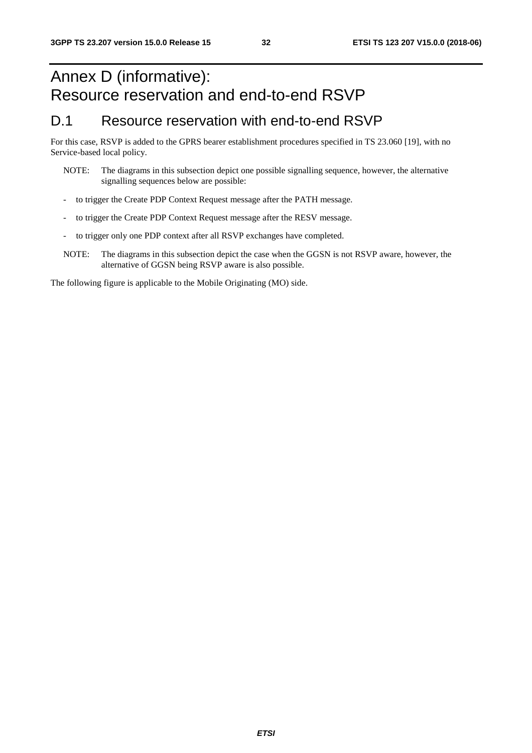# Annex D (informative): Resource reservation and end-to-end RSVP

## D.1 Resource reservation with end-to-end RSVP

For this case, RSVP is added to the GPRS bearer establishment procedures specified in TS 23.060 [19], with no Service-based local policy.

NOTE: The diagrams in this subsection depict one possible signalling sequence, however, the alternative signalling sequences below are possible:

- to trigger the Create PDP Context Request message after the PATH message.
- to trigger the Create PDP Context Request message after the RESV message.
- to trigger only one PDP context after all RSVP exchanges have completed.

NOTE: The diagrams in this subsection depict the case when the GGSN is not RSVP aware, however, the alternative of GGSN being RSVP aware is also possible.

The following figure is applicable to the Mobile Originating (MO) side.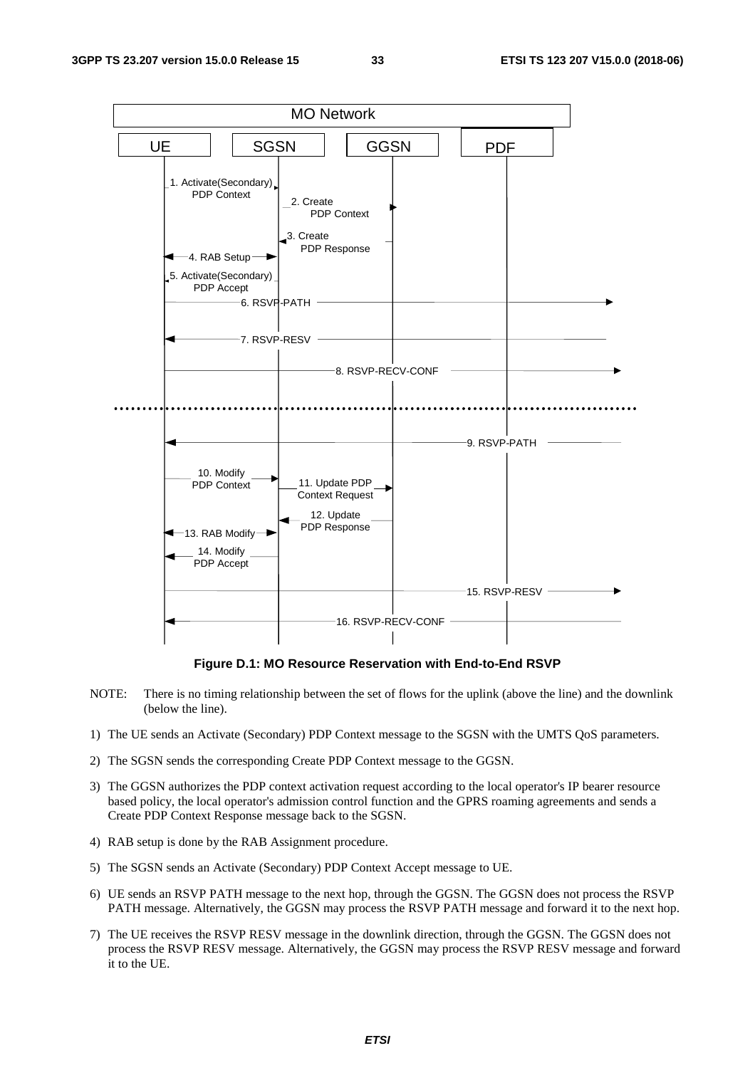Figure D.1: MO Resource Reservation with End-to-End RSVP

NOTE: There is no timing relationship between the set of flows for the uplink (above the line) and the downlink (below the line).

1) The UE sends an Activate (Secondary) PDP Context message to the SGSN with the UMTS QoS parameters.

2) The SGSN sends the corresponding Create PDP Context message to the GGSN.

3) The GGSN authorizes the PDP context activation request according to the local operator's IP bearer resource based policy, the local operator's admission control function and the GPRS roaming agreements and sends a Create PDP Context Response message back to the SGSN.

4) RAB setup is done by the RAB Assignment procedure.

5) The SGSN sends an Activate (Secondary) PDP Context Accept message to UE.

6) UE sends an RSVP PATH message to the next hop, through the GGSN. The GGSN does not process the RSVP PATH message. Alternatively, the GGSN may process the RSVP PATH message and forward it to the next hop.

7) The UE receives the RSVP RESV message in the downlink direction, through the GGSN. The GGSN does not process the RSVP RESV message. Alternatively, the GGSN may process the RSVP RESV message and forward it to the UE.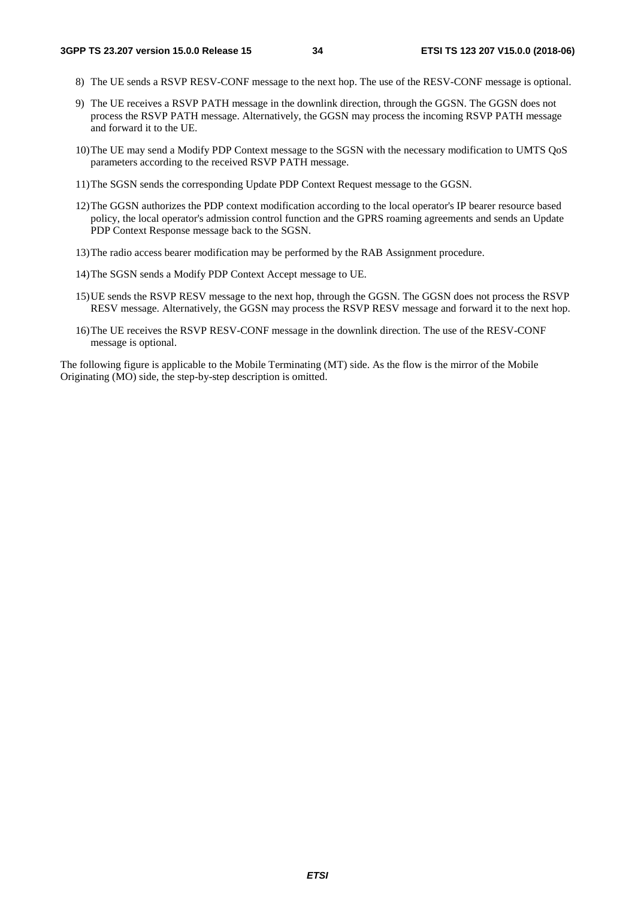8) The UE sends a RSVP RESV-CONF message to the next hop. The use of the RESV-CONF message is optional.

9) The UE receives a RSVP PATH message in the downlink direction, through the GGSN. The GGSN does not process the RSVP PATH message. Alternatively, the GGSN may process the incoming RSVP PATH message and forward it to the UE.

10) The UE may send a Modify PDP Context message to the SGSN with the necessary modification to UMTS QoS parameters according to the received RSVP PATH message.

11) The SGSN sends the corresponding Update PDP Context Request message to the GGSN.

12) The GGSN authorizes the PDP context modification according to the local operator's IP bearer resource based policy, the local operator's admission control function and the GPRS roaming agreements and sends an Update PDP Context Response message back to the SGSN.

13) The radio access bearer modification may be performed by the RAB Assignment procedure.

14) The SGSN sends a Modify PDP Context Accept message to UE.

15) UE sends the RSVP RESV message to the next hop, through the GGSN. The GGSN does not process the RSVP RESV message. Alternatively, the GGSN may process the RSVP RESV message and forward it to the next hop.

16) The UE receives the RSVP RESV-CONF message in the downlink direction. The use of the RESV-CONF message is optional.

The following figure is applicable to the Mobile Terminating (MT) side. As the flow is the mirror of the Mobile Originating (MO) side, the step-by-step description is omitted.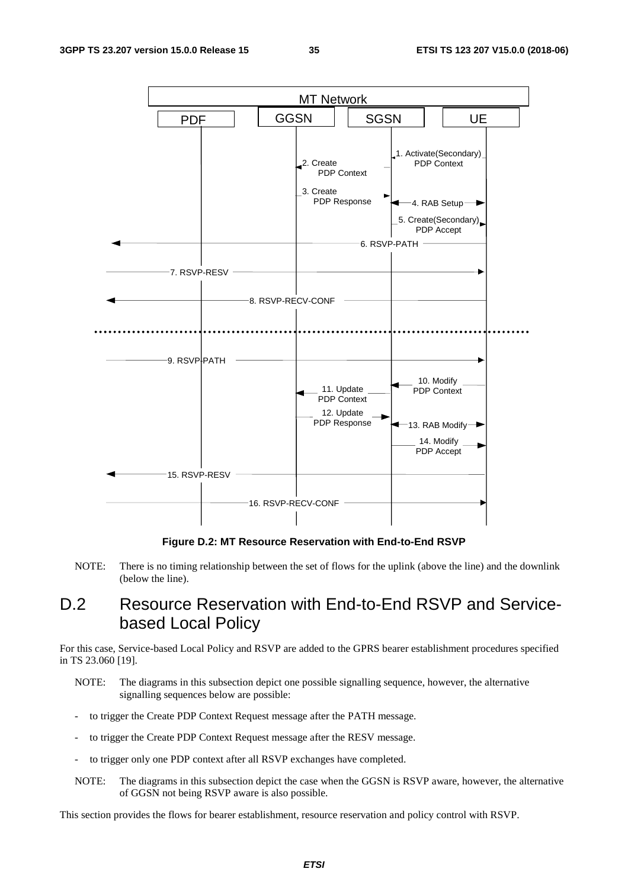**Figure D.2: MT Resource Reservation with End-to-End RSVP**

NOTE: There is no timing relationship between the set of flows for the uplink (above the line) and the downlink (below the line).

## D.2 Resource Reservation with End-to-End RSVP and Service-based Local Policy

For this case, Service-based Local Policy and RSVP are added to the GPRS bearer establishment procedures specified in TS 23.060 [19].

NOTE: The diagrams in this subsection depict one possible signalling sequence, however, the alternative signalling sequences below are possible:

- to trigger the Create PDP Context Request message after the PATH message.
- to trigger the Create PDP Context Request message after the RESV message.
- to trigger only one PDP context after all RSVP exchanges have completed.

NOTE: The diagrams in this subsection depict the case when the GGSN is RSVP aware, however, the alternative of GGSN not being RSVP aware is also possible.

This section provides the flows for bearer establishment, resource reservation and policy control with RSVP.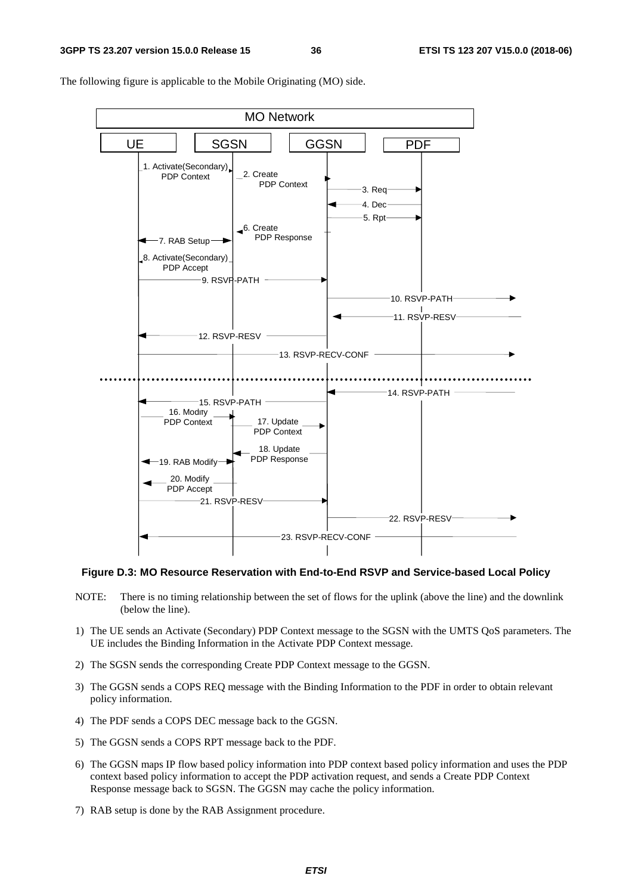The following figure is applicable to the Mobile Originating (MO) side.

**Figure D.3: MO Resource Reservation with End-to-End RSVP and Service-based Local Policy**

NOTE: There is no timing relationship between the set of flows for the uplink (above the line) and the downlink (below the line).

1) The UE sends an Activate (Secondary) PDP Context message to the SGSN with the UMTS QoS parameters. The UE includes the Binding Information in the Activate PDP Context message.

2) The SGSN sends the corresponding Create PDP Context message to the GGSN.

3) The GGSN sends a COPS REQ message with the Binding Information to the PDF in order to obtain relevant policy information.

4) The PDF sends a COPS DEC message back to the GGSN.

5) The GGSN sends a COPS RPT message back to the PDF.

6) The GGSN maps IP flow based policy information into PDP context based policy information and uses the PDP context based policy information to accept the PDP activation request, and sends a Create PDP Context Response message back to SGSN. The GGSN may cache the policy information.

7) RAB setup is done by the RAB Assignment procedure.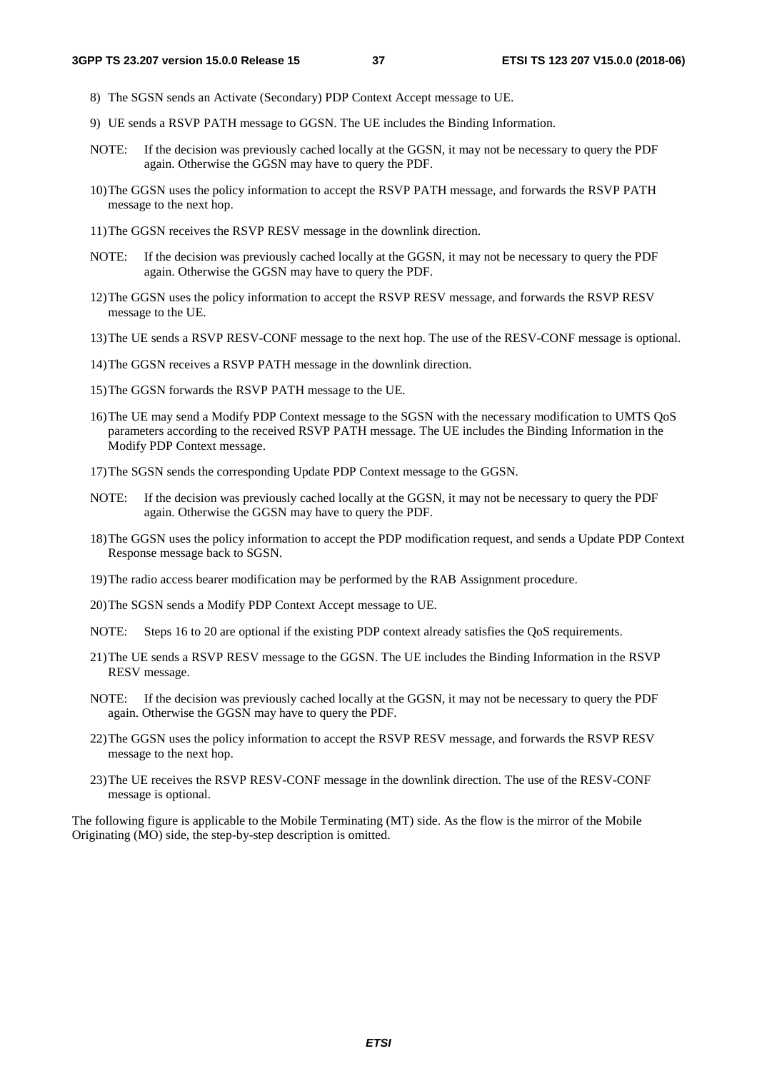8) The SGSN sends an Activate (Secondary) PDP Context Accept message to UE.

9) UE sends a RSVP PATH message to GGSN. The UE includes the Binding Information.

NOTE: If the decision was previously cached locally at the GGSN, it may not be necessary to query the PDF again. Otherwise the GGSN may have to query the PDF.

10) The GGSN uses the policy information to accept the RSVP PATH message, and forwards the RSVP PATH message to the next hop.

11) The GGSN receives the RSVP RESV message in the downlink direction.

NOTE: If the decision was previously cached locally at the GGSN, it may not be necessary to query the PDF again. Otherwise the GGSN may have to query the PDF.

12) The GGSN uses the policy information to accept the RSVP RESV message, and forwards the RSVP RESV message to the UE.

13) The UE sends a RSVP RESV-CONF message to the next hop. The use of the RESV-CONF message is optional.

14) The GGSN receives a RSVP PATH message in the downlink direction.

15) The GGSN forwards the RSVP PATH message to the UE.

16) The UE may send a Modify PDP Context message to the SGSN with the necessary modification to UMTS QoS parameters according to the received RSVP PATH message. The UE includes the Binding Information in the Modify PDP Context message.

17) The SGSN sends the corresponding Update PDP Context message to the GGSN.

NOTE: If the decision was previously cached locally at the GGSN, it may not be necessary to query the PDF again. Otherwise the GGSN may have to query the PDF.

18) The GGSN uses the policy information to accept the PDP modification request, and sends a Update PDP Context Response message back to SGSN.

19) The radio access bearer modification may be performed by the RAB Assignment procedure.

20) The SGSN sends a Modify PDP Context Accept message to UE.

NOTE: Steps 16 to 20 are optional if the existing PDP context already satisfies the QoS requirements.

21) The UE sends a RSVP RESV message to the GGSN. The UE includes the Binding Information in the RSVP RESV message.

NOTE: If the decision was previously cached locally at the GGSN, it may not be necessary to query the PDF again. Otherwise the GGSN may have to query the PDF.

22) The GGSN uses the policy information to accept the RSVP RESV message, and forwards the RSVP RESV message to the next hop.

23) The UE receives the RSVP RESV-CONF message in the downlink direction. The use of the RESV-CONF message is optional.

The following figure is applicable to the Mobile Terminating (MT) side. As the flow is the mirror of the Mobile Originating (MO) side, the step-by-step description is omitted.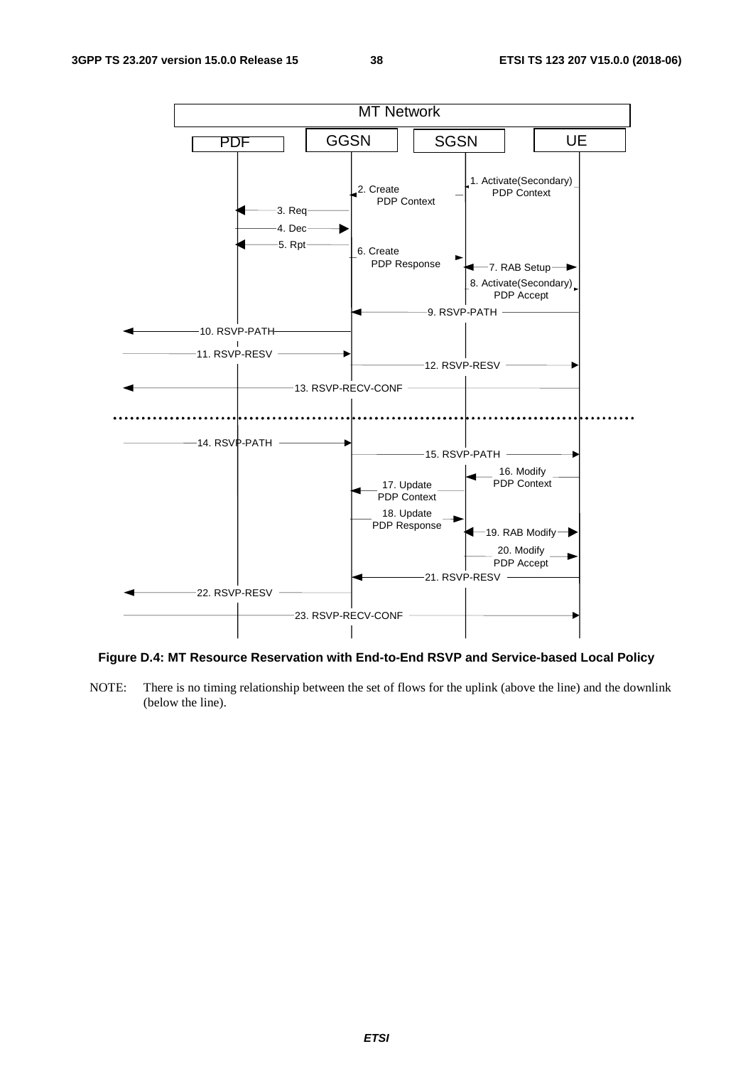**Figure D.4: MT Resource Reservation with End-to-End RSVP and Service-based Local Policy**

NOTE: There is no timing relationship between the set of flows for the uplink (above the line) and the downlink (below the line).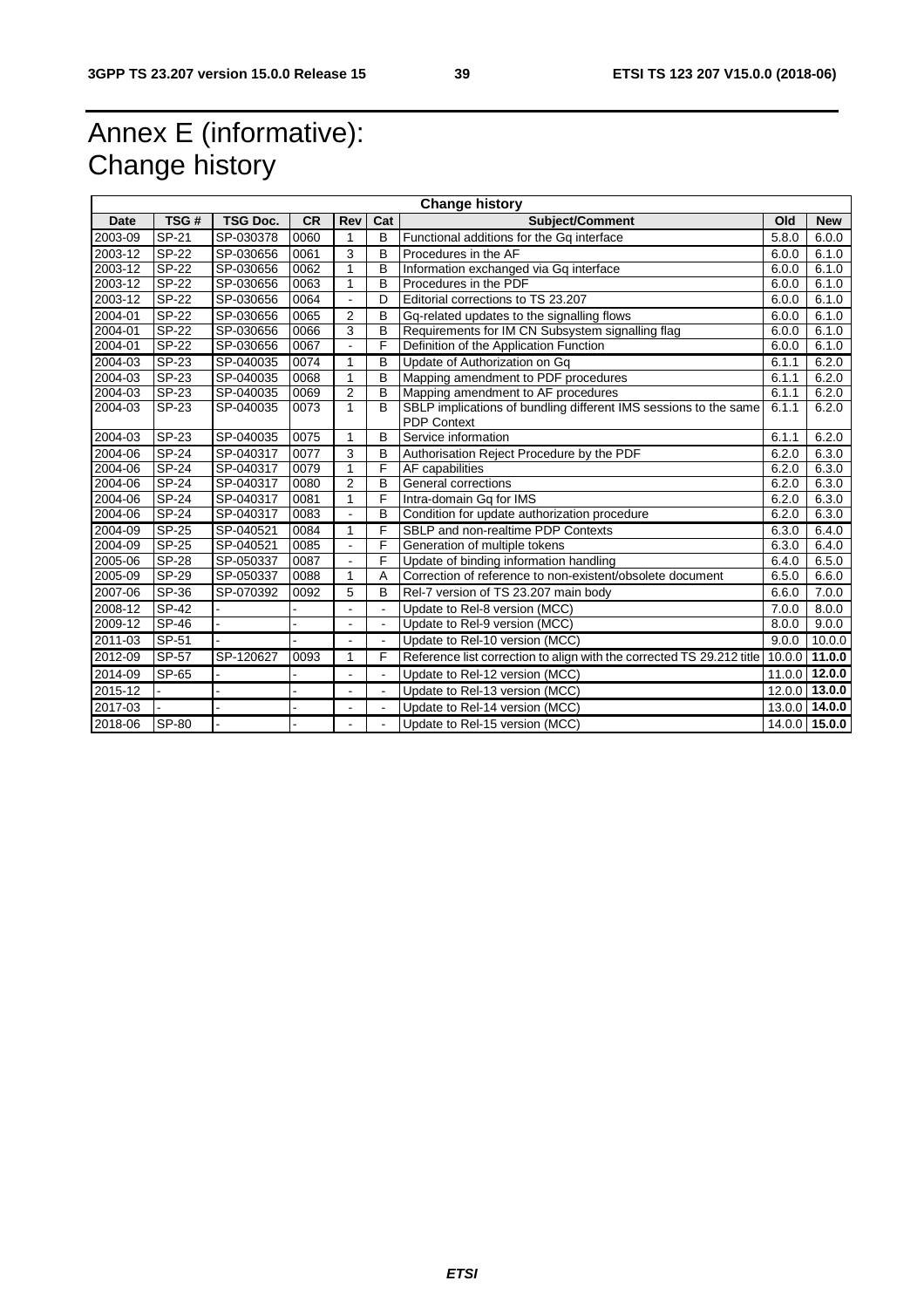# Annex E (informative): Change history

| Change history | | | | | | | | |
|---|---|---|---|---|---|---|---|---|
| **Date** | **TSG #** | **TSG Doc.** | **CR** | **Rev** | **Cat** | **Subject/Comment** | **Old** | **New** |
| 2003-09 | SP-21 | SP-030378 | 0060 | 1 | B | Functional additions for the Gq interface | 5.8.0 | 6.0.0 |
| 2003-12 | SP-22 | SP-030656 | 0061 | 3 | B | Procedures in the AF | 6.0.0 | 6.1.0 |
| 2003-12 | SP-22 | SP-030656 | 0062 | 1 | B | Information exchanged via Gq interface | 6.0.0 | 6.1.0 |
| 2003-12 | SP-22 | SP-030656 | 0063 | 1 | B | Procedures in the PDF | 6.0.0 | 6.1.0 |
| 2003-12 | SP-22 | SP-030656 | 0064 | - | D | Editorial corrections to TS 23.207 | 6.0.0 | 6.1.0 |
| 2004-01 | SP-22 | SP-030656 | 0065 | 2 | B | Gq-related updates to the signalling flows | 6.0.0 | 6.1.0 |
| 2004-01 | SP-22 | SP-030656 | 0066 | 3 | B | Requirements for IM CN Subsystem signalling flag | 6.0.0 | 6.1.0 |
| 2004-01 | SP-22 | SP-030656 | 0067 | - | F | Definition of the Application Function | 6.0.0 | 6.1.0 |
| 2004-03 | SP-23 | SP-040035 | 0074 | 1 | B | Update of Authorization on Gq | 6.1.1 | 6.2.0 |
| 2004-03 | SP-23 | SP-040035 | 0068 | 1 | B | Mapping amendment to PDF procedures | 6.1.1 | 6.2.0 |
| 2004-03 | SP-23 | SP-040035 | 0069 | 2 | B | Mapping amendment to AF procedures | 6.1.1 | 6.2.0 |
| 2004-03 | SP-23 | SP-040035 | 0073 | 1 | B | SBLP implications of bundling different IMS sessions to the same PDP Context | 6.1.1 | 6.2.0 |
| 2004-03 | SP-23 | SP-040035 | 0075 | 1 | B | Service information | 6.1.1 | 6.2.0 |
| 2004-06 | SP-24 | SP-040317 | 0077 | 3 | B | Authorisation Reject Procedure by the PDF | 6.2.0 | 6.3.0 |
| 2004-06 | SP-24 | SP-040317 | 0079 | 1 | F | AF capabilities | 6.2.0 | 6.3.0 |
| 2004-06 | SP-24 | SP-040317 | 0080 | 2 | B | General corrections | 6.2.0 | 6.3.0 |
| 2004-06 | SP-24 | SP-040317 | 0081 | 1 | F | Intra-domain Gq for IMS | 6.2.0 | 6.3.0 |
| 2004-06 | SP-24 | SP-040317 | 0083 | - | B | Condition for update authorization procedure | 6.2.0 | 6.3.0 |
| 2004-09 | SP-25 | SP-040521 | 0084 | 1 | F | SBLP and non-realtime PDP Contexts | 6.3.0 | 6.4.0 |
| 2004-09 | SP-25 | SP-040521 | 0085 | - | F | Generation of multiple tokens | 6.3.0 | 6.4.0 |
| 2005-06 | SP-28 | SP-050337 | 0087 | - | F | Update of binding information handling | 6.4.0 | 6.5.0 |
| 2005-09 | SP-29 | SP-050337 | 0088 | 1 | A | Correction of reference to non-existent/obsolete document | 6.5.0 | 6.6.0 |
| 2007-06 | SP-36 | SP-070392 | 0092 | 5 | B | Rel-7 version of TS 23.207 main body | 6.6.0 | 7.0.0 |
| 2008-12 | SP-42 | - | - | - | - | Update to Rel-8 version (MCC) | 7.0.0 | 8.0.0 |
| 2009-12 | SP-46 | - | - | - | - | Update to Rel-9 version (MCC) | 8.0.0 | 9.0.0 |
| 2011-03 | SP-51 | - | - | - | - | Update to Rel-10 version (MCC) | 9.0.0 | 10.0.0 |
| 2012-09 | SP-57 | SP-120627 | 0093 | 1 | F | Reference list correction to align with the corrected TS 29.212 title | 10.0.0 | **11.0.0** |
| 2014-09 | SP-65 | - | - | - | - | Update to Rel-12 version (MCC) | 11.0.0 | **12.0.0** |
| 2015-12 | - | - | - | - | - | Update to Rel-13 version (MCC) | 12.0.0 | **13.0.0** |
| 2017-03 | - | - | - | - | - | Update to Rel-14 version (MCC) | 13.0.0 | **14.0.0** |
| 2018-06 | SP-80 | - | - | - | - | Update to Rel-15 version (MCC) | 14.0.0 | **15.0.0** |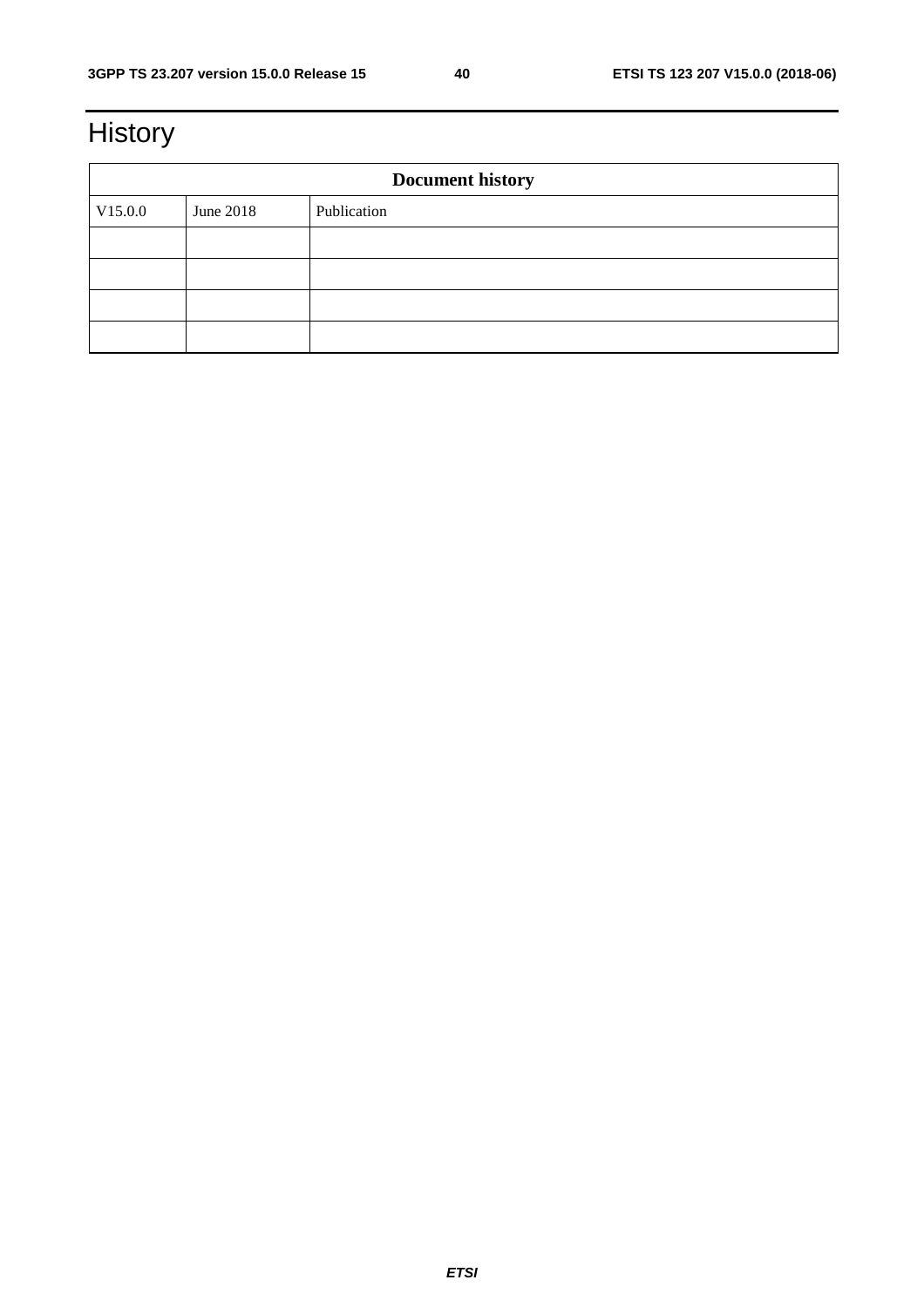# History

| Document history | | |
|---|---|---|
| V15.0.0 | June 2018 | Publication |
| | | |
| | | |
| | | |
| | | |